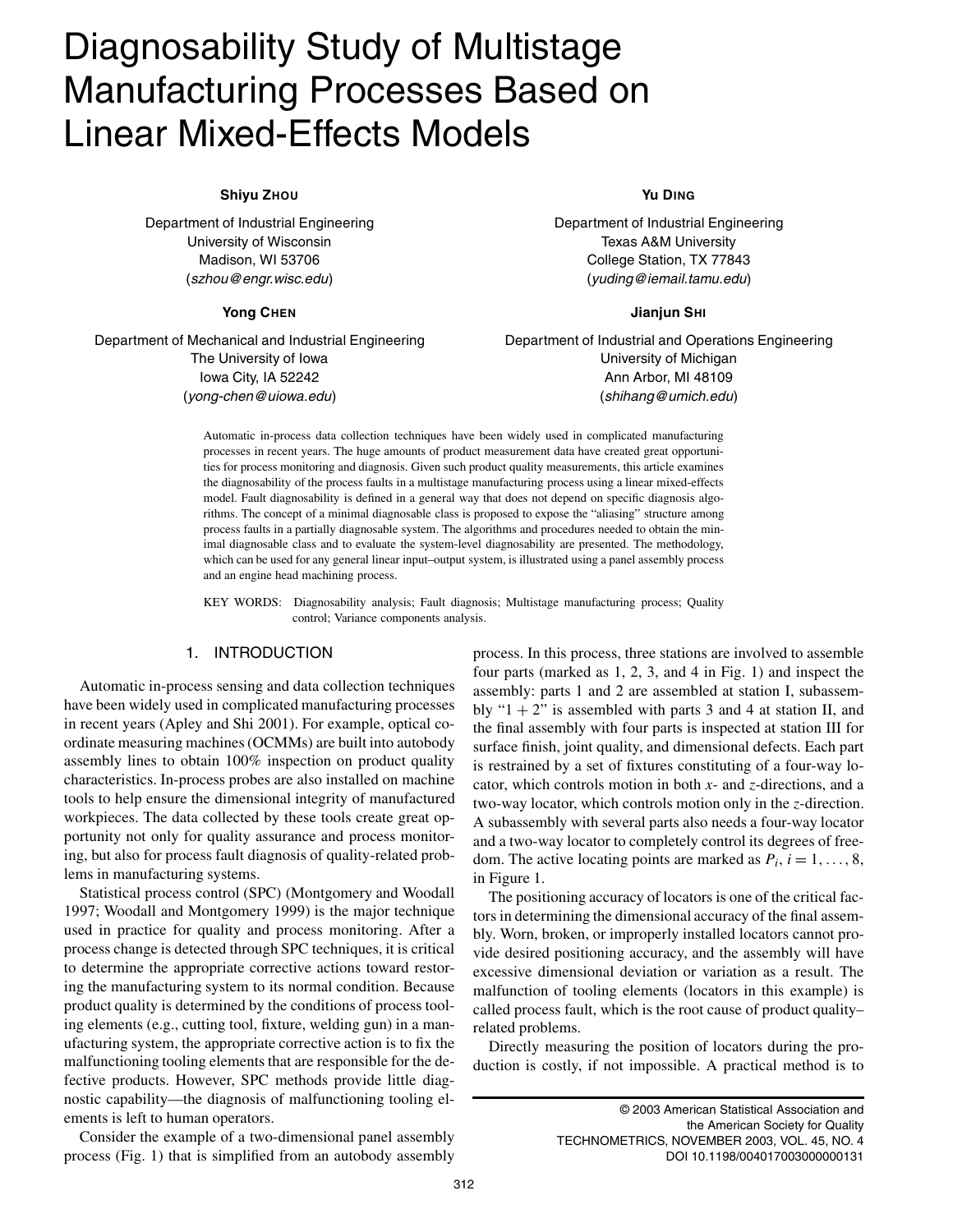# Diagnosability Study of Multistage Manufacturing Processes Based on Linear Mixed-Effects Models

**Shiyu Zhou**

Department of Industrial Engineering
University of Wisconsin
Madison, WI 53706
(*szhou@engr.wisc.edu*)

**Yu Ding**

Department of Industrial Engineering
Texas A&M University
College Station, TX 77843
(*yuding@iemail.tamu.edu*)

**Yong Chen**

Department of Mechanical and Industrial Engineering
The University of Iowa
Iowa City, IA 52242
(*yong-chen@uiowa.edu*)

**Jianjun Shi**

Department of Industrial and Operations Engineering
University of Michigan
Ann Arbor, MI 48109
(*shihang@umich.edu*)

Automatic in-process data collection techniques have been widely used in complicated manufacturing processes in recent years. The huge amounts of product measurement data have created great opportunities for process monitoring and diagnosis. Given such product quality measurements, this article examines the diagnosability of the process faults in a multistage manufacturing process using a linear mixed-effects model. Fault diagnosability is defined in a general way that does not depend on specific diagnosis algorithms. The concept of a minimal diagnosable class is proposed to expose the "aliasing" structure among process faults in a partially diagnosable system. The algorithms and procedures needed to obtain the minimal diagnosable class and to evaluate the system-level diagnosability are presented. The methodology, which can be used for any general linear input–output system, is illustrated using a panel assembly process and an engine head machining process.

KEY WORDS: Diagnosability analysis; Fault diagnosis; Multistage manufacturing process; Quality control; Variance components analysis.

## 1. INTRODUCTION

Automatic in-process sensing and data collection techniques have been widely used in complicated manufacturing processes in recent years (Apley and Shi 2001). For example, optical coordinate measuring machines (OCMMs) are built into autobody assembly lines to obtain 100% inspection on product quality characteristics. In-process probes are also installed on machine tools to help ensure the dimensional integrity of manufactured workpieces. The data collected by these tools create great opportunity not only for quality assurance and process monitoring, but also for process fault diagnosis of quality-related problems in manufacturing systems.

Statistical process control (SPC) (Montgomery and Woodall 1997; Woodall and Montgomery 1999) is the major technique used in practice for quality and process monitoring. After a process change is detected through SPC techniques, it is critical to determine the appropriate corrective actions toward restoring the manufacturing system to its normal condition. Because product quality is determined by the conditions of process tooling elements (e.g., cutting tool, fixture, welding gun) in a manufacturing system, the appropriate corrective action is to fix the malfunctioning tooling elements that are responsible for the defective products. However, SPC methods provide little diagnostic capability—the diagnosis of malfunctioning tooling elements is left to human operators.

Consider the example of a two-dimensional panel assembly process (Fig. 1) that is simplified from an autobody assembly process. In this process, three stations are involved to assemble four parts (marked as 1, 2, 3, and 4 in Fig. 1) and inspect the assembly: parts 1 and 2 are assembled at station I, subassembly "1 + 2" is assembled with parts 3 and 4 at station II, and the final assembly with four parts is inspected at station III for surface finish, joint quality, and dimensional defects. Each part is restrained by a set of fixtures constituting of a four-way locator, which controls motion in both $x$- and $z$-directions, and a two-way locator, which controls motion only in the $z$-direction. A subassembly with several parts also needs a four-way locator and a two-way locator to completely control its degrees of freedom. The active locating points are marked as $P_i$, $i = 1, \ldots, 8$, in Figure 1.

The positioning accuracy of locators is one of the critical factors in determining the dimensional accuracy of the final assembly. Worn, broken, or improperly installed locators cannot provide desired positioning accuracy, and the assembly will have excessive dimensional deviation or variation as a result. The malfunction of tooling elements (locators in this example) is called process fault, which is the root cause of product quality–related problems.

Directly measuring the position of locators during the production is costly, if not impossible. A practical method is to

© 2003 American Statistical Association and
the American Society for Quality
TECHNOMETRICS, NOVEMBER 2003, VOL. 45, NO. 4
DOI 10.1198/004017003000000131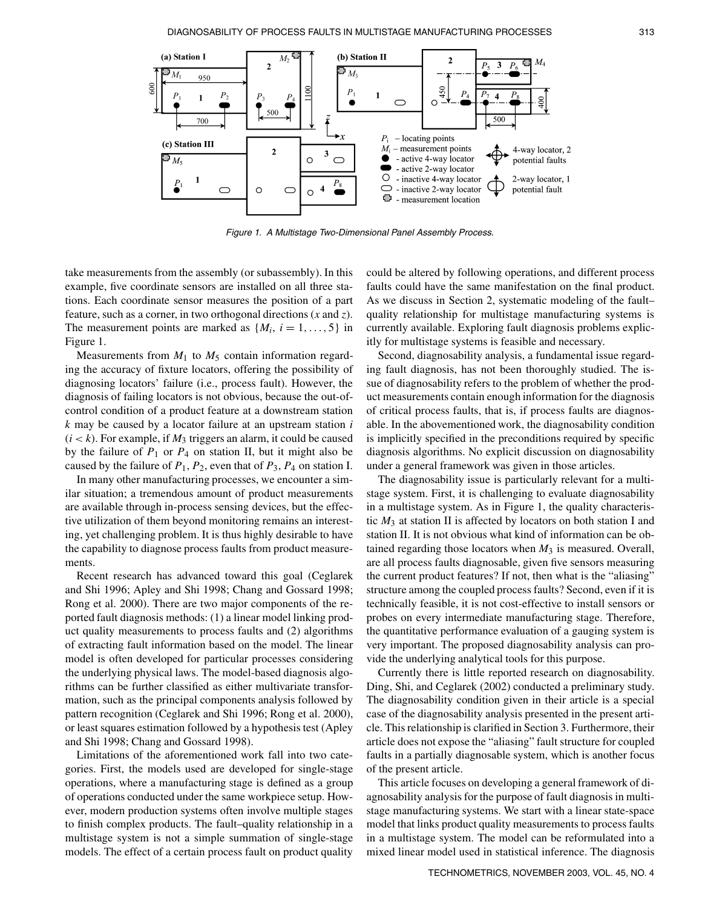(a) Station I

(b) Station II

(c) Station III

$P_i$ – locating points

$M_i$ – measurement points

- active 4-way locator
- active 2-way locator
- inactive 4-way locator
- inactive 2-way locator
- measurement location

4-way locator, 2 potential faults

2-way locator, 1 potential fault

Figure 1. A Multistage Two-Dimensional Panel Assembly Process.

take measurements from the assembly (or subassembly). In this example, five coordinate sensors are installed on all three stations. Each coordinate sensor measures the position of a part feature, such as a corner, in two orthogonal directions ($x$ and $z$). The measurement points are marked as $\{M_i, i = 1, \ldots, 5\}$ in Figure 1.

Measurements from $M_1$ to $M_5$ contain information regarding the accuracy of fixture locators, offering the possibility of diagnosing locators' failure (i.e., process fault). However, the diagnosis of failing locators is not obvious, because the out-of-control condition of a product feature at a downstream station $k$ may be caused by a locator failure at an upstream station $i$ ($i < k$). For example, if $M_3$ triggers an alarm, it could be caused by the failure of $P_1$ or $P_4$ on station II, but it might also be caused by the failure of $P_1$, $P_2$, even that of $P_3$, $P_4$ on station I.

In many other manufacturing processes, we encounter a similar situation; a tremendous amount of product measurements are available through in-process sensing devices, but the effective utilization of them beyond monitoring remains an interesting, yet challenging problem. It is thus highly desirable to have the capability to diagnose process faults from product measurements.

Recent research has advanced toward this goal (Ceglarek and Shi 1996; Apley and Shi 1998; Chang and Gossard 1998; Rong et al. 2000). There are two major components of the reported fault diagnosis methods: (1) a linear model linking product quality measurements to process faults and (2) algorithms of extracting fault information based on the model. The linear model is often developed for particular processes considering the underlying physical laws. The model-based diagnosis algorithms can be further classified as either multivariate transformation, such as the principal components analysis followed by pattern recognition (Ceglarek and Shi 1996; Rong et al. 2000), or least squares estimation followed by a hypothesis test (Apley and Shi 1998; Chang and Gossard 1998).

Limitations of the aforementioned work fall into two categories. First, the models used are developed for single-stage operations, where a manufacturing stage is defined as a group of operations conducted under the same workpiece setup. However, modern production systems often involve multiple stages to finish complex products. The fault–quality relationship in a multistage system is not a simple summation of single-stage models. The effect of a certain process fault on product quality could be altered by following operations, and different process faults could have the same manifestation on the final product. As we discuss in Section 2, systematic modeling of the fault–quality relationship for multistage manufacturing systems is currently available. Exploring fault diagnosis problems explicitly for multistage systems is feasible and necessary.

Second, diagnosability analysis, a fundamental issue regarding fault diagnosis, has not been thoroughly studied. The issue of diagnosability refers to the problem of whether the product measurements contain enough information for the diagnosis of critical process faults, that is, if process faults are diagnosable. In the abovementioned work, the diagnosability condition is implicitly specified in the preconditions required by specific diagnosis algorithms. No explicit discussion on diagnosability under a general framework was given in those articles.

The diagnosability issue is particularly relevant for a multistage system. First, it is challenging to evaluate diagnosability in a multistage system. As in Figure 1, the quality characteristic $M_3$ at station II is affected by locators on both station I and station II. It is not obvious what kind of information can be obtained regarding those locators when $M_3$ is measured. Overall, are all process faults diagnosable, given five sensors measuring the current product features? If not, then what is the "aliasing" structure among the coupled process faults? Second, even if it is technically feasible, it is not cost-effective to install sensors or probes on every intermediate manufacturing stage. Therefore, the quantitative performance evaluation of a gauging system is very important. The proposed diagnosability analysis can provide the underlying analytical tools for this purpose.

Currently there is little reported research on diagnosability. Ding, Shi, and Ceglarek (2002) conducted a preliminary study. The diagnosability condition given in their article is a special case of the diagnosability analysis presented in the present article. This relationship is clarified in Section 3. Furthermore, their article does not expose the "aliasing" fault structure for coupled faults in a partially diagnosable system, which is another focus of the present article.

This article focuses on developing a general framework of diagnosability analysis for the purpose of fault diagnosis in multistage manufacturing systems. We start with a linear state-space model that links product quality measurements to process faults in a multistage system. The model can be reformulated into a mixed linear model used in statistical inference. The diagnosis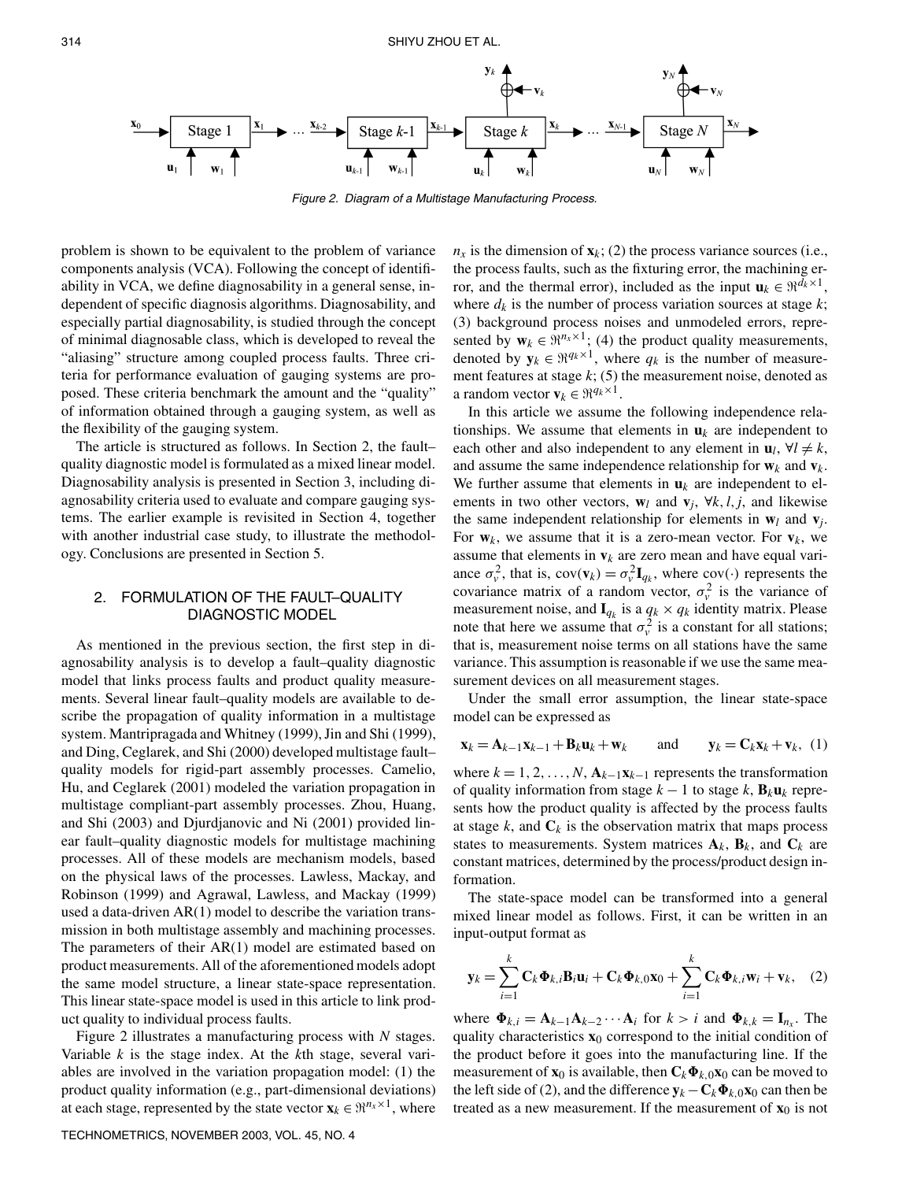Figure 2. Diagram of a Multistage Manufacturing Process.

problem is shown to be equivalent to the problem of variance components analysis (VCA). Following the concept of identifiability in VCA, we define diagnosability in a general sense, independent of specific diagnosis algorithms. Diagnosability, and especially partial diagnosability, is studied through the concept of minimal diagnosable class, which is developed to reveal the "aliasing" structure among coupled process faults. Three criteria for performance evaluation of gauging systems are proposed. These criteria benchmark the amount and the "quality" of information obtained through a gauging system, as well as the flexibility of the gauging system.

The article is structured as follows. In Section 2, the fault–quality diagnostic model is formulated as a mixed linear model. Diagnosability analysis is presented in Section 3, including diagnosability criteria used to evaluate and compare gauging systems. The earlier example is revisited in Section 4, together with another industrial case study, to illustrate the methodology. Conclusions are presented in Section 5.

## 2. FORMULATION OF THE FAULT–QUALITY DIAGNOSTIC MODEL

As mentioned in the previous section, the first step in diagnosability analysis is to develop a fault–quality diagnostic model that links process faults and product quality measurements. Several linear fault–quality models are available to describe the propagation of quality information in a multistage system. Mantripragada and Whitney (1999), Jin and Shi (1999), and Ding, Ceglarek, and Shi (2000) developed multistage fault–quality models for rigid-part assembly processes. Camelio, Hu, and Ceglarek (2001) modeled the variation propagation in multistage compliant-part assembly processes. Zhou, Huang, and Shi (2003) and Djurdjanovic and Ni (2001) provided linear fault–quality diagnostic models for multistage machining processes. All of these models are mechanism models, based on the physical laws of the processes. Lawless, Mackay, and Robinson (1999) and Agrawal, Lawless, and Mackay (1999) used a data-driven AR(1) model to describe the variation transmission in both multistage assembly and machining processes. The parameters of their AR(1) model are estimated based on product measurements. All of the aforementioned models adopt the same model structure, a linear state-space representation. This linear state-space model is used in this article to link product quality to individual process faults.

Figure 2 illustrates a manufacturing process with $N$ stages. Variable $k$ is the stage index. At the $k$th stage, several variables are involved in the variation propagation model: (1) the product quality information (e.g., part-dimensional deviations) at each stage, represented by the state vector $\mathbf{x}_k \in \Re^{n_x \times 1}$, where $n_x$ is the dimension of $\mathbf{x}_k$; (2) the process variance sources (i.e., the process faults, such as the fixturing error, the machining error, and the thermal error), included as the input $\mathbf{u}_k \in \Re^{d_k \times 1}$, where $d_k$ is the number of process variation sources at stage $k$; (3) background process noises and unmodeled errors, represented by $\mathbf{w}_k \in \Re^{n_x \times 1}$; (4) the product quality measurements, denoted by $\mathbf{y}_k \in \Re^{q_k \times 1}$, where $q_k$ is the number of measurement features at stage $k$; (5) the measurement noise, denoted as a random vector $\mathbf{v}_k \in \Re^{q_k \times 1}$.

In this article we assume the following independence relationships. We assume that elements in $\mathbf{u}_k$ are independent to each other and also independent to any element in $\mathbf{u}_l$, $\forall l \neq k$, and assume the same independence relationship for $\mathbf{w}_k$ and $\mathbf{v}_k$. We further assume that elements in $\mathbf{u}_k$ are independent to elements in two other vectors, $\mathbf{w}_l$ and $\mathbf{v}_j$, $\forall k, l, j$, and likewise the same independent relationship for elements in $\mathbf{w}_l$ and $\mathbf{v}_j$. For $\mathbf{w}_k$, we assume that it is a zero-mean vector. For $\mathbf{v}_k$, we assume that elements in $\mathbf{v}_k$ are zero mean and have equal variance $\sigma_v^2$, that is, $\text{cov}(\mathbf{v}_k) = \sigma_v^2 \mathbf{I}_{q_k}$, where $\text{cov}(\cdot)$ represents the covariance matrix of a random vector, $\sigma_v^2$ is the variance of measurement noise, and $\mathbf{I}_{q_k}$ is a $q_k \times q_k$ identity matrix. Please note that here we assume that $\sigma_v^2$ is a constant for all stations; that is, measurement noise terms on all stations have the same variance. This assumption is reasonable if we use the same measurement devices on all measurement stages.

Under the small error assumption, the linear state-space model can be expressed as

$$\mathbf{x}_k = \mathbf{A}_{k-1}\mathbf{x}_{k-1} + \mathbf{B}_k\mathbf{u}_k + \mathbf{w}_k \qquad \text{and} \qquad \mathbf{y}_k = \mathbf{C}_k\mathbf{x}_k + \mathbf{v}_k, \quad (1)$$

where $k = 1, 2, \ldots, N$, $\mathbf{A}_{k-1}\mathbf{x}_{k-1}$ represents the transformation of quality information from stage $k-1$ to stage $k$, $\mathbf{B}_k\mathbf{u}_k$ represents how the product quality is affected by the process faults at stage $k$, and $\mathbf{C}_k$ is the observation matrix that maps process states to measurements. System matrices $\mathbf{A}_k$, $\mathbf{B}_k$, and $\mathbf{C}_k$ are constant matrices, determined by the process/product design information.

The state-space model can be transformed into a general mixed linear model as follows. First, it can be written in an input-output format as

$$\mathbf{y}_k = \sum_{i=1}^{k} \mathbf{C}_k \boldsymbol{\Phi}_{k,i} \mathbf{B}_i \mathbf{u}_i + \mathbf{C}_k \boldsymbol{\Phi}_{k,0} \mathbf{x}_0 + \sum_{i=1}^{k} \mathbf{C}_k \boldsymbol{\Phi}_{k,i} \mathbf{w}_i + \mathbf{v}_k, \quad (2)$$

where $\boldsymbol{\Phi}_{k,i} = \mathbf{A}_{k-1}\mathbf{A}_{k-2}\cdots\mathbf{A}_i$ for $k > i$ and $\boldsymbol{\Phi}_{k,k} = \mathbf{I}_{n_x}$. The quality characteristics $\mathbf{x}_0$ correspond to the initial condition of the product before it goes into the manufacturing line. If the measurement of $\mathbf{x}_0$ is available, then $\mathbf{C}_k\boldsymbol{\Phi}_{k,0}\mathbf{x}_0$ can be moved to the left side of (2), and the difference $\mathbf{y}_k - \mathbf{C}_k\boldsymbol{\Phi}_{k,0}\mathbf{x}_0$ can then be treated as a new measurement. If the measurement of $\mathbf{x}_0$ is not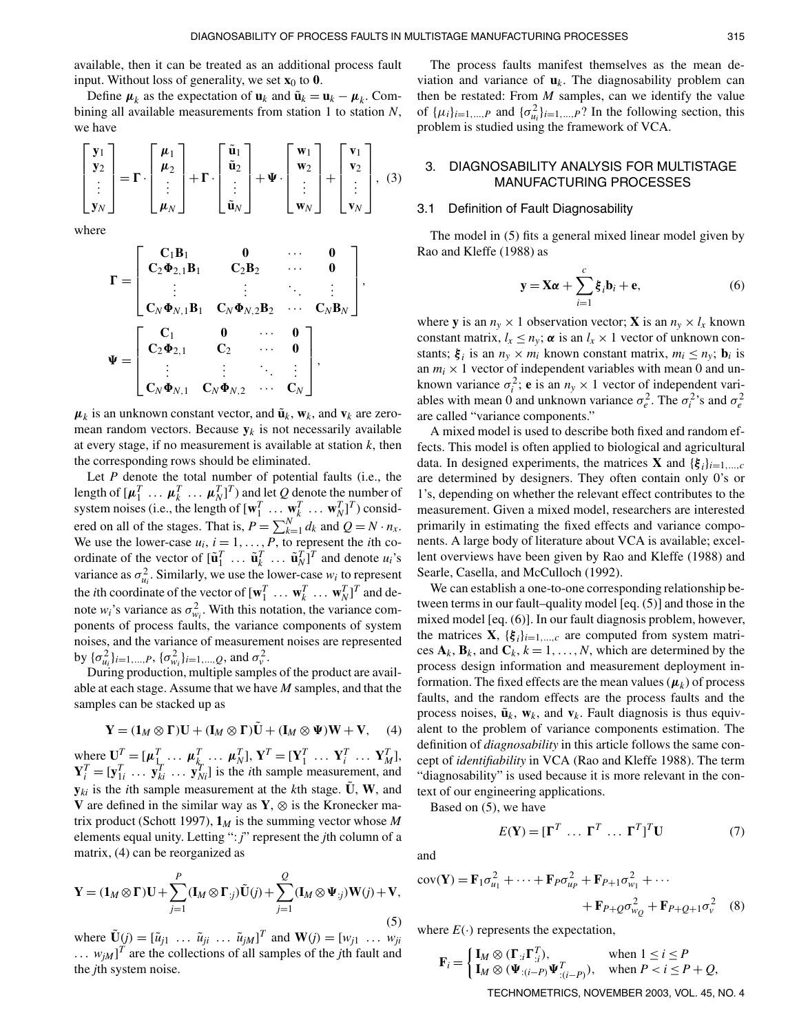available, then it can be treated as an additional process fault input. Without loss of generality, we set $\mathbf{x}_0$ to $\mathbf{0}$.

Define $\boldsymbol{\mu}_k$ as the expectation of $\mathbf{u}_k$ and $\tilde{\mathbf{u}}_k = \mathbf{u}_k - \boldsymbol{\mu}_k$. Combining all available measurements from station 1 to station $N$, we have

$$\begin{bmatrix} \mathbf{y}_1 \\ \mathbf{y}_2 \\ \vdots \\ \mathbf{y}_N \end{bmatrix} = \boldsymbol{\Gamma} \cdot \begin{bmatrix} \boldsymbol{\mu}_1 \\ \boldsymbol{\mu}_2 \\ \vdots \\ \boldsymbol{\mu}_N \end{bmatrix} + \boldsymbol{\Gamma} \cdot \begin{bmatrix} \tilde{\mathbf{u}}_1 \\ \tilde{\mathbf{u}}_2 \\ \vdots \\ \tilde{\mathbf{u}}_N \end{bmatrix} + \boldsymbol{\Psi} \cdot \begin{bmatrix} \mathbf{w}_1 \\ \mathbf{w}_2 \\ \vdots \\ \mathbf{w}_N \end{bmatrix} + \begin{bmatrix} \mathbf{v}_1 \\ \mathbf{v}_2 \\ \vdots \\ \mathbf{v}_N \end{bmatrix}, \quad (3)$$

where

$$\boldsymbol{\Gamma} = \begin{bmatrix} \mathbf{C}_1\mathbf{B}_1 & \mathbf{0} & \cdots & \mathbf{0} \\ \mathbf{C}_2\boldsymbol{\Phi}_{2,1}\mathbf{B}_1 & \mathbf{C}_2\mathbf{B}_2 & \cdots & \mathbf{0} \\ \vdots & \vdots & \ddots & \vdots \\ \mathbf{C}_N\boldsymbol{\Phi}_{N,1}\mathbf{B}_1 & \mathbf{C}_N\boldsymbol{\Phi}_{N,2}\mathbf{B}_2 & \cdots & \mathbf{C}_N\mathbf{B}_N \end{bmatrix},$$

$$\boldsymbol{\Psi} = \begin{bmatrix} \mathbf{C}_1 & \mathbf{0} & \cdots & \mathbf{0} \\ \mathbf{C}_2\boldsymbol{\Phi}_{2,1} & \mathbf{C}_2 & \cdots & \mathbf{0} \\ \vdots & \vdots & \ddots & \vdots \\ \mathbf{C}_N\boldsymbol{\Phi}_{N,1} & \mathbf{C}_N\boldsymbol{\Phi}_{N,2} & \cdots & \mathbf{C}_N \end{bmatrix},$$

$\boldsymbol{\mu}_k$ is an unknown constant vector, and $\tilde{\mathbf{u}}_k$, $\mathbf{w}_k$, and $\mathbf{v}_k$ are zero-mean random vectors. Because $\mathbf{y}_k$ is not necessarily available at every stage, if no measurement is available at station $k$, then the corresponding rows should be eliminated.

Let $P$ denote the total number of potential faults (i.e., the length of $[\boldsymbol{\mu}_1^T \ \ldots \ \boldsymbol{\mu}_k^T \ \ldots \ \boldsymbol{\mu}_N^T]^T$) and let $Q$ denote the number of system noises (i.e., the length of $[\mathbf{w}_1^T \ \ldots \ \mathbf{w}_k^T \ \ldots \ \mathbf{w}_N^T]^T$) considered on all of the stages. That is, $P = \sum_{k=1}^{N} d_k$ and $Q = N \cdot n_x$. We use the lower-case $u_i$, $i = 1, \ldots, P$, to represent the $i$th coordinate of the vector of $[\tilde{\mathbf{u}}_1^T \ \ldots \ \tilde{\mathbf{u}}_k^T \ \ldots \ \tilde{\mathbf{u}}_N^T]^T$ and denote $u_i$'s variance as $\sigma_{u_i}^2$. Similarly, we use the lower-case $w_i$ to represent the $i$th coordinate of the vector of $[\mathbf{w}_1^T \ \ldots \ \mathbf{w}_k^T \ \ldots \ \mathbf{w}_N^T]^T$ and denote $w_i$'s variance as $\sigma_{w_i}^2$. With this notation, the variance components of process faults, the variance components of system noises, and the variance of measurement noises are represented by $\{\sigma_{u_i}^2\}_{i=1,\ldots,P}$, $\{\sigma_{w_i}^2\}_{i=1,\ldots,Q}$, and $\sigma_v^2$.

During production, multiple samples of the product are available at each stage. Assume that we have $M$ samples, and that the samples can be stacked up as

$$\mathbf{Y} = (\mathbf{1}_M \otimes \boldsymbol{\Gamma})\mathbf{U} + (\mathbf{I}_M \otimes \boldsymbol{\Gamma})\tilde{\mathbf{U}} + (\mathbf{I}_M \otimes \boldsymbol{\Psi})\mathbf{W} + \mathbf{V}, \quad (4)$$

where $\mathbf{U}^T = [\boldsymbol{\mu}_1^T \ \ldots \ \boldsymbol{\mu}_k^T \ \ldots \ \boldsymbol{\mu}_N^T]$, $\mathbf{Y}^T = [\mathbf{Y}_1^T \ \ldots \ \mathbf{Y}_i^T \ \ldots \ \mathbf{Y}_M^T]$, $\mathbf{Y}_i^T = [\mathbf{y}_{1i}^T \ \ldots \ \mathbf{y}_{ki}^T \ \ldots \ \mathbf{y}_{Ni}^T]$ is the $i$th sample measurement, and $\mathbf{y}_{ki}$ is the $i$th sample measurement at the $k$th stage. $\tilde{\mathbf{U}}$, $\mathbf{W}$, and $\mathbf{V}$ are defined in the similar way as $\mathbf{Y}$, $\otimes$ is the Kronecker matrix product (Schott 1997), $\mathbf{1}_M$ is the summing vector whose $M$ elements equal unity. Letting "$:j$" represent the $j$th column of a matrix, (4) can be reorganized as

$$\mathbf{Y} = (\mathbf{1}_M \otimes \boldsymbol{\Gamma})\mathbf{U} + \sum_{j=1}^{P} (\mathbf{I}_M \otimes \boldsymbol{\Gamma}_{:j})\tilde{\mathbf{U}}(j) + \sum_{j=1}^{Q} (\mathbf{I}_M \otimes \boldsymbol{\Psi}_{:j})\mathbf{W}(j) + \mathbf{V}, \quad (5)$$

where $\tilde{\mathbf{U}}(j) = [\tilde{u}_{j1} \ \ldots \ \tilde{u}_{ji} \ \ldots \ \tilde{u}_{jM}]^T$ and $\mathbf{W}(j) = [w_{j1} \ \ldots \ w_{ji} \ \ldots \ w_{jM}]^T$ are the collections of all samples of the $j$th fault and the $j$th system noise.

The process faults manifest themselves as the mean deviation and variance of $\mathbf{u}_k$. The diagnosability problem can then be restated: From $M$ samples, can we identify the value of $\{\mu_i\}_{i=1,\ldots,P}$ and $\{\sigma_{u_i}^2\}_{i=1,\ldots,P}$? In the following section, this problem is studied using the framework of VCA.

## 3. DIAGNOSABILITY ANALYSIS FOR MULTISTAGE MANUFACTURING PROCESSES

### 3.1 Definition of Fault Diagnosability

The model in (5) fits a general mixed linear model given by Rao and Kleffe (1988) as

$$\mathbf{y} = \mathbf{X}\boldsymbol{\alpha} + \sum_{i=1}^{c} \boldsymbol{\xi}_i \mathbf{b}_i + \mathbf{e}, \quad (6)$$

where $\mathbf{y}$ is an $n_y \times 1$ observation vector; $\mathbf{X}$ is an $n_y \times l_x$ known constant matrix, $l_x \leq n_y$; $\boldsymbol{\alpha}$ is an $l_x \times 1$ vector of unknown constants; $\boldsymbol{\xi}_i$ is an $n_y \times m_i$ known constant matrix, $m_i \leq n_y$; $\mathbf{b}_i$ is an $m_i \times 1$ vector of independent variables with mean 0 and unknown variance $\sigma_i^2$; $\mathbf{e}$ is an $n_y \times 1$ vector of independent variables with mean 0 and unknown variance $\sigma_e^2$. The $\sigma_i^2$'s and $\sigma_e^2$ are called "variance components."

A mixed model is used to describe both fixed and random effects. This model is often applied to biological and agricultural data. In designed experiments, the matrices $\mathbf{X}$ and $\{\boldsymbol{\xi}_i\}_{i=1,\ldots,c}$ are determined by designers. They often contain only 0's or 1's, depending on whether the relevant effect contributes to the measurement. Given a mixed model, researchers are interested primarily in estimating the fixed effects and variance components. A large body of literature about VCA is available; excellent overviews have been given by Rao and Kleffe (1988) and Searle, Casella, and McCulloch (1992).

We can establish a one-to-one corresponding relationship between terms in our fault–quality model [eq. (5)] and those in the mixed model [eq. (6)]. In our fault diagnosis problem, however, the matrices $\mathbf{X}$, $\{\boldsymbol{\xi}_i\}_{i=1,\ldots,c}$ are computed from system matrices $\mathbf{A}_k$, $\mathbf{B}_k$, and $\mathbf{C}_k$, $k = 1, \ldots, N$, which are determined by the process design information and measurement deployment information. The fixed effects are the mean values ($\boldsymbol{\mu}_k$) of process faults, and the random effects are the process faults and the process noises, $\tilde{\mathbf{u}}_k$, $\mathbf{w}_k$, and $\mathbf{v}_k$. Fault diagnosis is thus equivalent to the problem of variance components estimation. The definition of *diagnosability* in this article follows the same concept of *identifiability* in VCA (Rao and Kleffe 1988). The term "diagnosability" is used because it is more relevant in the context of our engineering applications.

Based on (5), we have

$$E(\mathbf{Y}) = [\boldsymbol{\Gamma}^T \ \ldots \ \boldsymbol{\Gamma}^T \ \ldots \ \boldsymbol{\Gamma}^T]^T \mathbf{U} \quad (7)$$

and

$$\operatorname{cov}(\mathbf{Y}) = \mathbf{F}_1\sigma_{u_1}^2 + \cdots + \mathbf{F}_P\sigma_{u_P}^2 + \mathbf{F}_{P+1}\sigma_{w_1}^2 + \cdots + \mathbf{F}_{P+Q}\sigma_{w_Q}^2 + \mathbf{F}_{P+Q+1}\sigma_v^2 \quad (8)$$

where $E(\cdot)$ represents the expectation,

$$\mathbf{F}_i = \begin{cases} \mathbf{I}_M \otimes (\boldsymbol{\Gamma}_{:i}\boldsymbol{\Gamma}_{:i}^T), & \text{when } 1 \leq i \leq P \\ \mathbf{I}_M \otimes (\boldsymbol{\Psi}_{:(i-P)}\boldsymbol{\Psi}_{:(i-P)}^T), & \text{when } P < i \leq P+Q, \end{cases}$$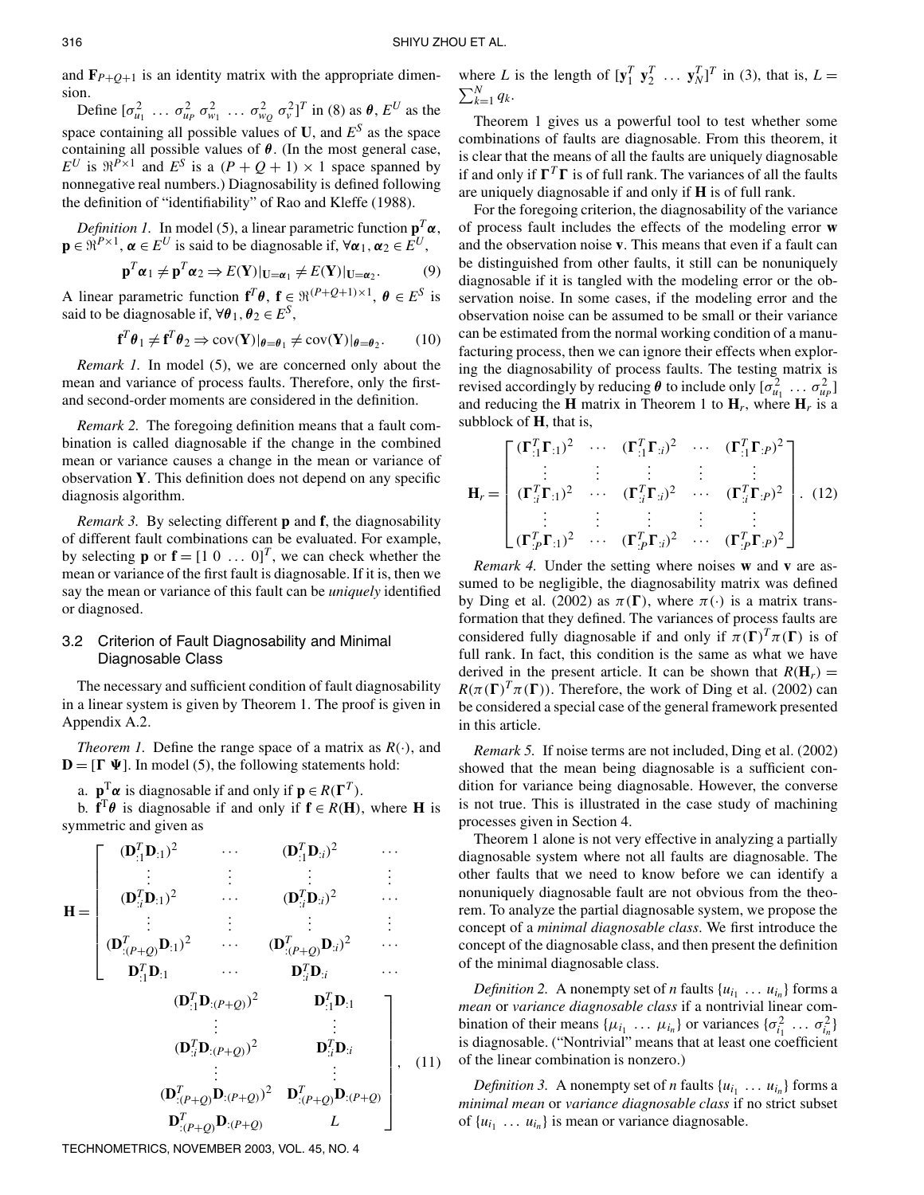and $\mathbf{F}_{P+Q+1}$ is an identity matrix with the appropriate dimension.

Define $[\sigma_{u_1}^2 \; \dots \; \sigma_{u_P}^2 \; \sigma_{w_1}^2 \; \dots \; \sigma_{w_Q}^2 \; \sigma_v^2]^T$ in (8) as $\boldsymbol{\theta}$, $E^U$ as the space containing all possible values of $\mathbf{U}$, and $E^S$ as the space containing all possible values of $\boldsymbol{\theta}$. (In the most general case, $E^U$ is $\Re^{P\times 1}$ and $E^S$ is a $(P+Q+1)\times 1$ space spanned by nonnegative real numbers.) Diagnosability is defined following the definition of "identifiability" of Rao and Kleffe (1988).

*Definition 1.* In model (5), a linear parametric function $\mathbf{p}^T\boldsymbol{\alpha}$, $\mathbf{p} \in \Re^{P\times 1}$, $\boldsymbol{\alpha} \in E^U$ is said to be diagnosable if, $\forall \boldsymbol{\alpha}_1, \boldsymbol{\alpha}_2 \in E^U$,

$$\mathbf{p}^T\boldsymbol{\alpha}_1 \neq \mathbf{p}^T\boldsymbol{\alpha}_2 \Rightarrow E(\mathbf{Y})|_{\mathbf{U}=\boldsymbol{\alpha}_1} \neq E(\mathbf{Y})|_{\mathbf{U}=\boldsymbol{\alpha}_2}. \tag{9}$$

A linear parametric function $\mathbf{f}^T\boldsymbol{\theta}$, $\mathbf{f} \in \Re^{(P+Q+1)\times 1}$, $\boldsymbol{\theta} \in E^S$ is said to be diagnosable if, $\forall \boldsymbol{\theta}_1, \boldsymbol{\theta}_2 \in E^S$,

$$\mathbf{f}^T\boldsymbol{\theta}_1 \neq \mathbf{f}^T\boldsymbol{\theta}_2 \Rightarrow \mathrm{cov}(\mathbf{Y})|_{\boldsymbol{\theta}=\boldsymbol{\theta}_1} \neq \mathrm{cov}(\mathbf{Y})|_{\boldsymbol{\theta}=\boldsymbol{\theta}_2}. \tag{10}$$

*Remark 1.* In model (5), we are concerned only about the mean and variance of process faults. Therefore, only the first- and second-order moments are considered in the definition.

*Remark 2.* The foregoing definition means that a fault combination is called diagnosable if the change in the combined mean or variance causes a change in the mean or variance of observation $\mathbf{Y}$. This definition does not depend on any specific diagnosis algorithm.

*Remark 3.* By selecting different $\mathbf{p}$ and $\mathbf{f}$, the diagnosability of different fault combinations can be evaluated. For example, by selecting $\mathbf{p}$ or $\mathbf{f} = [1 \; 0 \; \dots \; 0]^T$, we can check whether the mean or variance of the first fault is diagnosable. If it is, then we say the mean or variance of this fault can be *uniquely* identified or diagnosed.

### 3.2 Criterion of Fault Diagnosability and Minimal Diagnosable Class

The necessary and sufficient condition of fault diagnosability in a linear system is given by Theorem 1. The proof is given in Appendix A.2.

*Theorem 1.* Define the range space of a matrix as $R(\cdot)$, and $\mathbf{D} = [\boldsymbol{\Gamma} \; \boldsymbol{\Psi}]$. In model (5), the following statements hold:

a. $\mathbf{p}^T\boldsymbol{\alpha}$ is diagnosable if and only if $\mathbf{p} \in R(\boldsymbol{\Gamma}^T)$.

b. $\mathbf{f}^T\boldsymbol{\theta}$ is diagnosable if and only if $\mathbf{f} \in R(\mathbf{H})$, where $\mathbf{H}$ is symmetric and given as

$$\mathbf{H} = \begin{bmatrix} (\mathbf{D}_{:1}^T\mathbf{D}_{:1})^2 & \cdots & (\mathbf{D}_{:1}^T\mathbf{D}_{:i})^2 & \cdots & (\mathbf{D}_{:1}^T\mathbf{D}_{:(P+Q)})^2 & \mathbf{D}_{:1}^T\mathbf{D}_{:1} \\ \vdots & \vdots & \vdots & \vdots & \vdots & \vdots \\ (\mathbf{D}_{:i}^T\mathbf{D}_{:1})^2 & \cdots & (\mathbf{D}_{:i}^T\mathbf{D}_{:i})^2 & \cdots & (\mathbf{D}_{:i}^T\mathbf{D}_{:(P+Q)})^2 & \mathbf{D}_{:i}^T\mathbf{D}_{:i} \\ \vdots & \vdots & \vdots & \vdots & \vdots & \vdots \\ (\mathbf{D}_{:(P+Q)}^T\mathbf{D}_{:1})^2 & \cdots & (\mathbf{D}_{:(P+Q)}^T\mathbf{D}_{:i})^2 & \cdots & (\mathbf{D}_{:(P+Q)}^T\mathbf{D}_{:(P+Q)})^2 & \mathbf{D}_{:(P+Q)}^T\mathbf{D}_{:(P+Q)} \\ \mathbf{D}_{:1}^T\mathbf{D}_{:1} & \cdots & \mathbf{D}_{:i}^T\mathbf{D}_{:i} & \cdots & \mathbf{D}_{:(P+Q)}^T\mathbf{D}_{:(P+Q)} & L \end{bmatrix}, \tag{11}$$

where $L$ is the length of $[\mathbf{y}_1^T \; \mathbf{y}_2^T \; \dots \; \mathbf{y}_N^T]^T$ in (3), that is, $L = \sum_{k=1}^N q_k$.

Theorem 1 gives us a powerful tool to test whether some combinations of faults are diagnosable. From this theorem, it is clear that the means of all the faults are uniquely diagnosable if and only if $\boldsymbol{\Gamma}^T\boldsymbol{\Gamma}$ is of full rank. The variances of all the faults are uniquely diagnosable if and only if $\mathbf{H}$ is of full rank.

For the foregoing criterion, the diagnosability of the variance of process fault includes the effects of the modeling error $\mathbf{w}$ and the observation noise $\mathbf{v}$. This means that even if a fault can be distinguished from other faults, it still can be nonuniquely diagnosable if it is tangled with the modeling error or the observation noise. In some cases, if the modeling error and the observation noise can be assumed to be small or their variance can be estimated from the normal working condition of a manufacturing process, then we can ignore their effects when exploring the diagnosability of process faults. The testing matrix is revised accordingly by reducing $\boldsymbol{\theta}$ to include only $[\sigma_{u_1}^2 \; \dots \; \sigma_{u_P}^2]$ and reducing the $\mathbf{H}$ matrix in Theorem 1 to $\mathbf{H}_r$, where $\mathbf{H}_r$ is a subblock of $\mathbf{H}$, that is,

$$\mathbf{H}_r = \begin{bmatrix} (\boldsymbol{\Gamma}_{:1}^T\boldsymbol{\Gamma}_{:1})^2 & \cdots & (\boldsymbol{\Gamma}_{:1}^T\boldsymbol{\Gamma}_{:i})^2 & \cdots & (\boldsymbol{\Gamma}_{:1}^T\boldsymbol{\Gamma}_{:P})^2 \\ \vdots & \vdots & \vdots & \vdots & \vdots \\ (\boldsymbol{\Gamma}_{:i}^T\boldsymbol{\Gamma}_{:1})^2 & \cdots & (\boldsymbol{\Gamma}_{:i}^T\boldsymbol{\Gamma}_{:i})^2 & \cdots & (\boldsymbol{\Gamma}_{:i}^T\boldsymbol{\Gamma}_{:P})^2 \\ \vdots & \vdots & \vdots & \vdots & \vdots \\ (\boldsymbol{\Gamma}_{:P}^T\boldsymbol{\Gamma}_{:1})^2 & \cdots & (\boldsymbol{\Gamma}_{:P}^T\boldsymbol{\Gamma}_{:i})^2 & \cdots & (\boldsymbol{\Gamma}_{:P}^T\boldsymbol{\Gamma}_{:P})^2 \end{bmatrix}. \tag{12}$$

*Remark 4.* Under the setting where noises $\mathbf{w}$ and $\mathbf{v}$ are assumed to be negligible, the diagnosability matrix was defined by Ding et al. (2002) as $\pi(\boldsymbol{\Gamma})$, where $\pi(\cdot)$ is a matrix transformation that they defined. The variances of process faults are considered fully diagnosable if and only if $\pi(\boldsymbol{\Gamma})^T\pi(\boldsymbol{\Gamma})$ is of full rank. In fact, this condition is the same as what we have derived in the present article. It can be shown that $R(\mathbf{H}_r) = R(\pi(\boldsymbol{\Gamma})^T\pi(\boldsymbol{\Gamma}))$. Therefore, the work of Ding et al. (2002) can be considered a special case of the general framework presented in this article.

*Remark 5.* If noise terms are not included, Ding et al. (2002) showed that the mean being diagnosable is a sufficient condition for variance being diagnosable. However, the converse is not true. This is illustrated in the case study of machining processes given in Section 4.

Theorem 1 alone is not very effective in analyzing a partially diagnosable system where not all faults are diagnosable. The other faults that we need to know before we can identify a nonuniquely diagnosable fault are not obvious from the theorem. To analyze the partial diagnosable system, we propose the concept of a *minimal diagnosable class*. We first introduce the concept of the diagnosable class, and then present the definition of the minimal diagnosable class.

*Definition 2.* A nonempty set of $n$ faults $\{u_{i_1} \; \dots \; u_{i_n}\}$ forms a *mean* or *variance diagnosable class* if a nontrivial linear combination of their means $\{\mu_{i_1} \; \dots \; \mu_{i_n}\}$ or variances $\{\sigma_{i_1}^2 \; \dots \; \sigma_{i_n}^2\}$ is diagnosable. ("Nontrivial" means that at least one coefficient of the linear combination is nonzero.)

*Definition 3.* A nonempty set of $n$ faults $\{u_{i_1} \; \dots \; u_{i_n}\}$ forms a *minimal mean* or *variance diagnosable class* if no strict subset of $\{u_{i_1} \; \dots \; u_{i_n}\}$ is mean or variance diagnosable.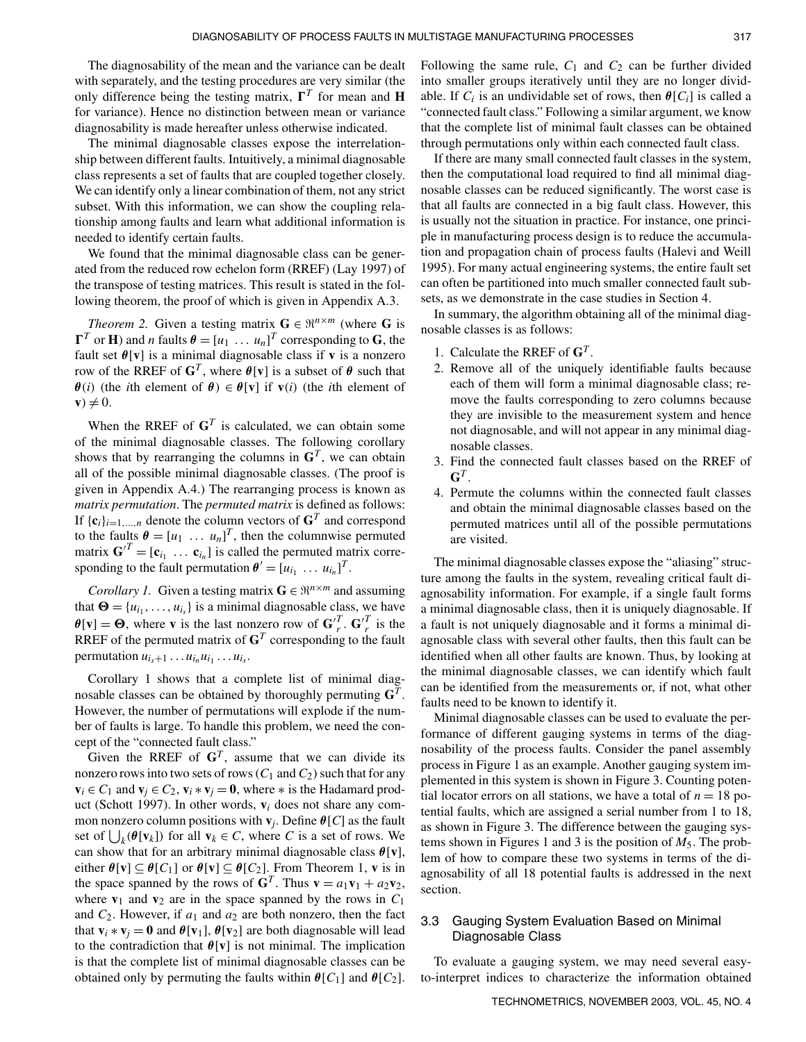The diagnosability of the mean and the variance can be dealt with separately, and the testing procedures are very similar (the only difference being the testing matrix, $\mathbf{\Gamma}^T$ for mean and $\mathbf{H}$ for variance). Hence no distinction between mean or variance diagnosability is made hereafter unless otherwise indicated.

The minimal diagnosable classes expose the interrelationship between different faults. Intuitively, a minimal diagnosable class represents a set of faults that are coupled together closely. We can identify only a linear combination of them, not any strict subset. With this information, we can show the coupling relationship among faults and learn what additional information is needed to identify certain faults.

We found that the minimal diagnosable class can be generated from the reduced row echelon form (RREF) (Lay 1997) of the transpose of testing matrices. This result is stated in the following theorem, the proof of which is given in Appendix A.3.

*Theorem 2.* Given a testing matrix $\mathbf{G} \in \Re^{n\times m}$ (where $\mathbf{G}$ is $\mathbf{\Gamma}^T$ or $\mathbf{H}$) and $n$ faults $\boldsymbol{\theta} = [u_1 \ \ldots \ u_n]^T$ corresponding to $\mathbf{G}$, the fault set $\boldsymbol{\theta}[\mathbf{v}]$ is a minimal diagnosable class if $\mathbf{v}$ is a nonzero row of the RREF of $\mathbf{G}^T$, where $\boldsymbol{\theta}[\mathbf{v}]$ is a subset of $\boldsymbol{\theta}$ such that $\boldsymbol{\theta}(i)$ (the $i$th element of $\boldsymbol{\theta}$) $\in \boldsymbol{\theta}[\mathbf{v}]$ if $\mathbf{v}(i)$ (the $i$th element of $\mathbf{v}$) $\neq 0$.

When the RREF of $\mathbf{G}^T$ is calculated, we can obtain some of the minimal diagnosable classes. The following corollary shows that by rearranging the columns in $\mathbf{G}^T$, we can obtain all of the possible minimal diagnosable classes. (The proof is given in Appendix A.4.) The rearranging process is known as *matrix permutation*. The *permuted matrix* is defined as follows: If $\{\mathbf{c}_i\}_{i=1,\ldots,n}$ denote the column vectors of $\mathbf{G}^T$ and correspond to the faults $\boldsymbol{\theta} = [u_1 \ \ldots \ u_n]^T$, then the columnwise permuted matrix $\mathbf{G}'^T = [\mathbf{c}_{i_1} \ \ldots \ \mathbf{c}_{i_n}]$ is called the permuted matrix corresponding to the fault permutation $\boldsymbol{\theta}' = [u_{i_1} \ \ldots \ u_{i_n}]^T$.

*Corollary 1.* Given a testing matrix $\mathbf{G} \in \Re^{n\times m}$ and assuming that $\boldsymbol{\Theta} = \{u_{i_1}, \ldots, u_{i_s}\}$ is a minimal diagnosable class, we have $\boldsymbol{\theta}[\mathbf{v}] = \boldsymbol{\Theta}$, where $\mathbf{v}$ is the last nonzero row of $\mathbf{G}'^T_r$. $\mathbf{G}'^T_r$ is the RREF of the permuted matrix of $\mathbf{G}^T$ corresponding to the fault permutation $u_{i_s+1} \ldots u_{i_n} u_{i_1} \ldots u_{i_s}$.

Corollary 1 shows that a complete list of minimal diagnosable classes can be obtained by thoroughly permuting $\mathbf{G}^T$. However, the number of permutations will explode if the number of faults is large. To handle this problem, we need the concept of the "connected fault class."

Given the RREF of $\mathbf{G}^T$, assume that we can divide its nonzero rows into two sets of rows ($C_1$ and $C_2$) such that for any $\mathbf{v}_i \in C_1$ and $\mathbf{v}_j \in C_2$, $\mathbf{v}_i * \mathbf{v}_j = \mathbf{0}$, where $*$ is the Hadamard product (Schott 1997). In other words, $\mathbf{v}_i$ does not share any common nonzero column positions with $\mathbf{v}_j$. Define $\boldsymbol{\theta}[C]$ as the fault set of $\bigcup_k(\boldsymbol{\theta}[\mathbf{v}_k])$ for all $\mathbf{v}_k \in C$, where $C$ is a set of rows. We can show that for an arbitrary minimal diagnosable class $\boldsymbol{\theta}[\mathbf{v}]$, either $\boldsymbol{\theta}[\mathbf{v}] \subseteq \boldsymbol{\theta}[C_1]$ or $\boldsymbol{\theta}[\mathbf{v}] \subseteq \boldsymbol{\theta}[C_2]$. From Theorem 1, $\mathbf{v}$ is in the space spanned by the rows of $\mathbf{G}^T$. Thus $\mathbf{v} = a_1\mathbf{v}_1 + a_2\mathbf{v}_2$, where $\mathbf{v}_1$ and $\mathbf{v}_2$ are in the space spanned by the rows in $C_1$ and $C_2$. However, if $a_1$ and $a_2$ are both nonzero, then the fact that $\mathbf{v}_i * \mathbf{v}_j = \mathbf{0}$ and $\boldsymbol{\theta}[\mathbf{v}_1]$, $\boldsymbol{\theta}[\mathbf{v}_2]$ are both diagnosable will lead to the contradiction that $\boldsymbol{\theta}[\mathbf{v}]$ is not minimal. The implication is that the complete list of minimal diagnosable classes can be obtained only by permuting the faults within $\boldsymbol{\theta}[C_1]$ and $\boldsymbol{\theta}[C_2]$. Following the same rule, $C_1$ and $C_2$ can be further divided into smaller groups iteratively until they are no longer dividable. If $C_i$ is an undividable set of rows, then $\boldsymbol{\theta}[C_i]$ is called a "connected fault class." Following a similar argument, we know that the complete list of minimal fault classes can be obtained through permutations only within each connected fault class.

If there are many small connected fault classes in the system, then the computational load required to find all minimal diagnosable classes can be reduced significantly. The worst case is that all faults are connected in a big fault class. However, this is usually not the situation in practice. For instance, one principle in manufacturing process design is to reduce the accumulation and propagation chain of process faults (Halevi and Weill 1995). For many actual engineering systems, the entire fault set can often be partitioned into much smaller connected fault subsets, as we demonstrate in the case studies in Section 4.

In summary, the algorithm obtaining all of the minimal diagnosable classes is as follows:

1. Calculate the RREF of $\mathbf{G}^T$.
2. Remove all of the uniquely identifiable faults because each of them will form a minimal diagnosable class; remove the faults corresponding to zero columns because they are invisible to the measurement system and hence not diagnosable, and will not appear in any minimal diagnosable classes.
3. Find the connected fault classes based on the RREF of $\mathbf{G}^T$.
4. Permute the columns within the connected fault classes and obtain the minimal diagnosable classes based on the permuted matrices until all of the possible permutations are visited.

The minimal diagnosable classes expose the "aliasing" structure among the faults in the system, revealing critical fault diagnosability information. For example, if a single fault forms a minimal diagnosable class, then it is uniquely diagnosable. If a fault is not uniquely diagnosable and it forms a minimal diagnosable class with several other faults, then this fault can be identified when all other faults are known. Thus, by looking at the minimal diagnosable classes, we can identify which fault can be identified from the measurements or, if not, what other faults need to be known to identify it.

Minimal diagnosable classes can be used to evaluate the performance of different gauging systems in terms of the diagnosability of the process faults. Consider the panel assembly process in Figure 1 as an example. Another gauging system implemented in this system is shown in Figure 3. Counting potential locator errors on all stations, we have a total of $n = 18$ potential faults, which are assigned a serial number from 1 to 18, as shown in Figure 3. The difference between the gauging systems shown in Figures 1 and 3 is the position of $M_5$. The problem of how to compare these two systems in terms of the diagnosability of all 18 potential faults is addressed in the next section.

### 3.3 Gauging System Evaluation Based on Minimal Diagnosable Class

To evaluate a gauging system, we may need several easy-to-interpret indices to characterize the information obtained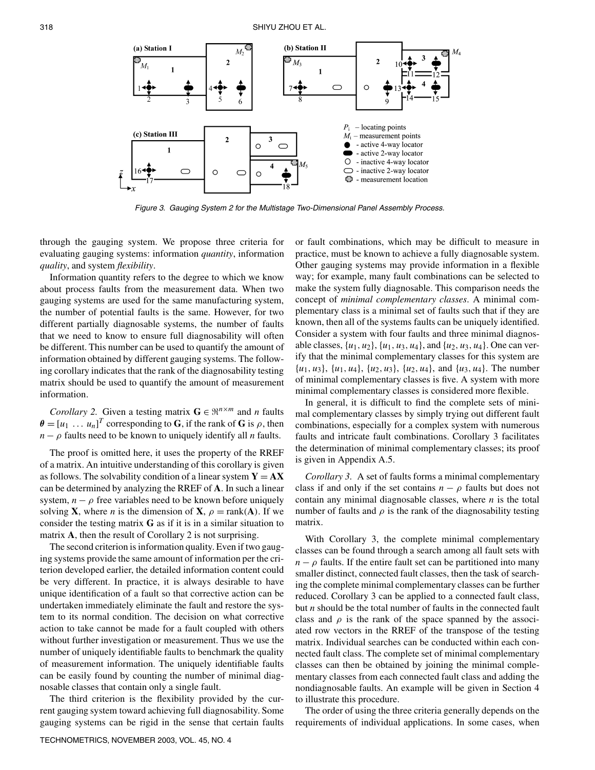(a) Station I
(b) Station II
(c) Station III

$M_1$ $M_2$ $M_3$ $M_4$ $M_5$

1 2 3 4 5 6 7 8 9 10 11 12 13 14 15 16 17 18

$P_i$ – locating points
$M_i$ – measurement points
- active 4-way locator
- active 2-way locator
- inactive 4-way locator
- inactive 2-way locator
- measurement location

Figure 3. Gauging System 2 for the Multistage Two-Dimensional Panel Assembly Process.

through the gauging system. We propose three criteria for evaluating gauging systems: information *quantity*, information *quality*, and system *flexibility*.

Information quantity refers to the degree to which we know about process faults from the measurement data. When two gauging systems are used for the same manufacturing system, the number of potential faults is the same. However, for two different partially diagnosable systems, the number of faults that we need to know to ensure full diagnosability will often be different. This number can be used to quantify the amount of information obtained by different gauging systems. The following corollary indicates that the rank of the diagnosability testing matrix should be used to quantify the amount of measurement information.

*Corollary 2.* Given a testing matrix $\mathbf{G} \in \Re^{n \times m}$ and $n$ faults $\boldsymbol{\theta} = [u_1 \ \ldots \ u_n]^T$ corresponding to $\mathbf{G}$, if the rank of $\mathbf{G}$ is $\rho$, then $n - \rho$ faults need to be known to uniquely identify all $n$ faults.

The proof is omitted here, it uses the property of the RREF of a matrix. An intuitive understanding of this corollary is given as follows. The solvability condition of a linear system $\mathbf{Y} = \mathbf{A}\mathbf{X}$ can be determined by analyzing the RREF of $\mathbf{A}$. In such a linear system, $n - \rho$ free variables need to be known before uniquely solving $\mathbf{X}$, where $n$ is the dimension of $\mathbf{X}$, $\rho = \text{rank}(\mathbf{A})$. If we consider the testing matrix $\mathbf{G}$ as if it is in a similar situation to matrix $\mathbf{A}$, then the result of Corollary 2 is not surprising.

The second criterion is information quality. Even if two gauging systems provide the same amount of information per the criterion developed earlier, the detailed information content could be very different. In practice, it is always desirable to have unique identification of a fault so that corrective action can be undertaken immediately eliminate the fault and restore the system to its normal condition. The decision on what corrective action to take cannot be made for a fault coupled with others without further investigation or measurement. Thus we use the number of uniquely identifiable faults to benchmark the quality of measurement information. The uniquely identifiable faults can be easily found by counting the number of minimal diagnosable classes that contain only a single fault.

The third criterion is the flexibility provided by the current gauging system toward achieving full diagnosability. Some gauging systems can be rigid in the sense that certain faults or fault combinations, which may be difficult to measure in practice, must be known to achieve a fully diagnosable system. Other gauging systems may provide information in a flexible way; for example, many fault combinations can be selected to make the system fully diagnosable. This comparison needs the concept of *minimal complementary classes*. A minimal complementary class is a minimal set of faults such that if they are known, then all of the systems faults can be uniquely identified. Consider a system with four faults and three minimal diagnosable classes, $\{u_1, u_2\}$, $\{u_1, u_3, u_4\}$, and $\{u_2, u_3, u_4\}$. One can verify that the minimal complementary classes for this system are $\{u_1, u_3\}$, $\{u_1, u_4\}$, $\{u_2, u_3\}$, $\{u_2, u_4\}$, and $\{u_3, u_4\}$. The number of minimal complementary classes is five. A system with more minimal complementary classes is considered more flexible.

In general, it is difficult to find the complete sets of minimal complementary classes by simply trying out different fault combinations, especially for a complex system with numerous faults and intricate fault combinations. Corollary 3 facilitates the determination of minimal complementary classes; its proof is given in Appendix A.5.

*Corollary 3.* A set of faults forms a minimal complementary class if and only if the set contains $n - \rho$ faults but does not contain any minimal diagnosable classes, where $n$ is the total number of faults and $\rho$ is the rank of the diagnosability testing matrix.

With Corollary 3, the complete minimal complementary classes can be found through a search among all fault sets with $n - \rho$ faults. If the entire fault set can be partitioned into many smaller distinct, connected fault classes, then the task of searching the complete minimal complementary classes can be further reduced. Corollary 3 can be applied to a connected fault class, but $n$ should be the total number of faults in the connected fault class and $\rho$ is the rank of the space spanned by the associated row vectors in the RREF of the transpose of the testing matrix. Individual searches can be conducted within each connected fault class. The complete set of minimal complementary classes can then be obtained by joining the minimal complementary classes from each connected fault class and adding the nondiagnosable faults. An example will be given in Section 4 to illustrate this procedure.

The order of using the three criteria generally depends on the requirements of individual applications. In some cases, when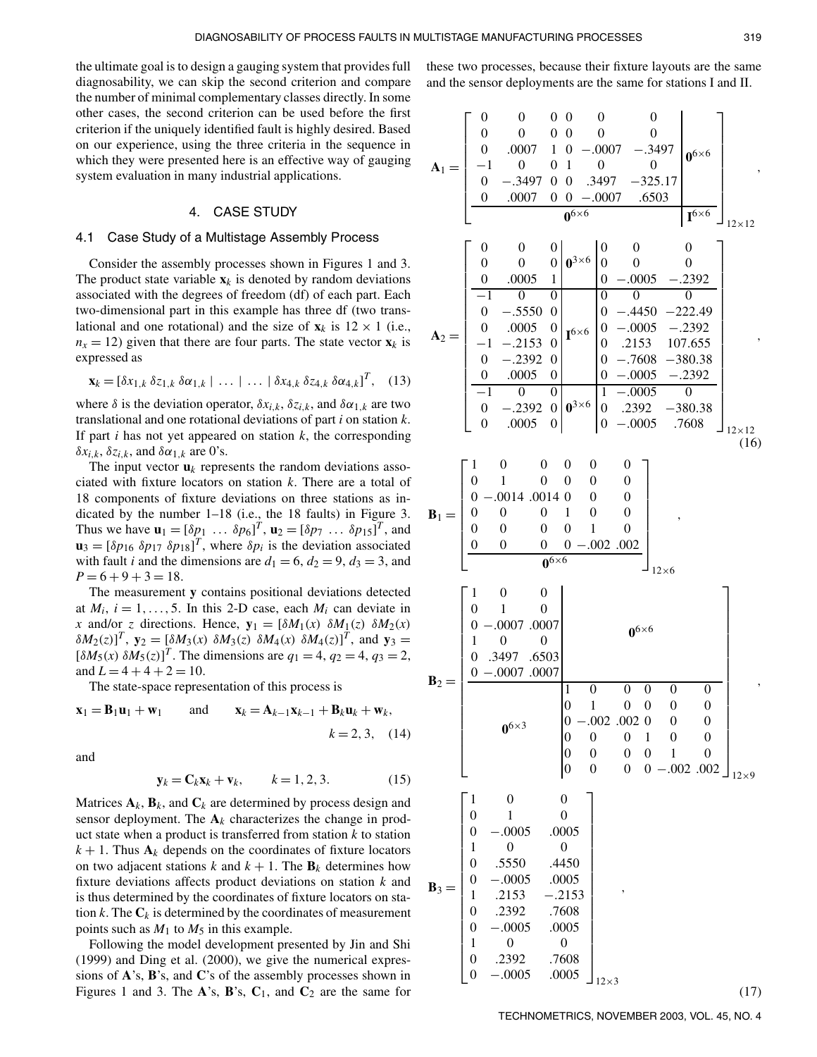the ultimate goal is to design a gauging system that provides full diagnosability, we can skip the second criterion and compare the number of minimal complementary classes directly. In some other cases, the second criterion can be used before the first criterion if the uniquely identified fault is highly desired. Based on our experience, using the three criteria in the sequence in which they were presented here is an effective way of gauging system evaluation in many industrial applications.

## 4. CASE STUDY

### 4.1 Case Study of a Multistage Assembly Process

Consider the assembly processes shown in Figures 1 and 3. The product state variable $\mathbf{x}_k$ is denoted by random deviations associated with the degrees of freedom (df) of each part. Each two-dimensional part in this example has three df (two translational and one rotational) and the size of $\mathbf{x}_k$ is $12 \times 1$ (i.e., $n_x = 12$) given that there are four parts. The state vector $\mathbf{x}_k$ is expressed as

$$\mathbf{x}_k = [\delta x_{1,k}\ \delta z_{1,k}\ \delta\alpha_{1,k} \mid \ldots \mid \ldots \mid \delta x_{4,k}\ \delta z_{4,k}\ \delta\alpha_{4,k}]^T, \quad (13)$$

where $\delta$ is the deviation operator, $\delta x_{i,k}$, $\delta z_{i,k}$, and $\delta\alpha_{1,k}$ are two translational and one rotational deviations of part $i$ on station $k$. If part $i$ has not yet appeared on station $k$, the corresponding $\delta x_{i,k}$, $\delta z_{i,k}$, and $\delta\alpha_{1,k}$ are 0's.

The input vector $\mathbf{u}_k$ represents the random deviations associated with fixture locators on station $k$. There are a total of 18 components of fixture deviations on three stations as indicated by the number 1–18 (i.e., the 18 faults) in Figure 3. Thus we have $\mathbf{u}_1 = [\delta p_1\ \ldots\ \delta p_6]^T$, $\mathbf{u}_2 = [\delta p_7\ \ldots\ \delta p_{15}]^T$, and $\mathbf{u}_3 = [\delta p_{16}\ \delta p_{17}\ \delta p_{18}]^T$, where $\delta p_i$ is the deviation associated with fault $i$ and the dimensions are $d_1 = 6$, $d_2 = 9$, $d_3 = 3$, and $P = 6 + 9 + 3 = 18$.

The measurement $\mathbf{y}$ contains positional deviations detected at $M_i$, $i = 1, \ldots, 5$. In this 2-D case, each $M_i$ can deviate in $x$ and/or $z$ directions. Hence, $\mathbf{y}_1 = [\delta M_1(x)\ \delta M_1(z)\ \delta M_2(x)\ \delta M_2(z)]^T$, $\mathbf{y}_2 = [\delta M_3(x)\ \delta M_3(z)\ \delta M_4(x)\ \delta M_4(z)]^T$, and $\mathbf{y}_3 = [\delta M_5(x)\ \delta M_5(z)]^T$. The dimensions are $q_1 = 4$, $q_2 = 4$, $q_3 = 2$, and $L = 4 + 4 + 2 = 10$.

The state-space representation of this process is

$$\mathbf{x}_1 = \mathbf{B}_1\mathbf{u}_1 + \mathbf{w}_1 \qquad \text{and} \qquad \mathbf{x}_k = \mathbf{A}_{k-1}\mathbf{x}_{k-1} + \mathbf{B}_k\mathbf{u}_k + \mathbf{w}_k, \quad k = 2, 3, \quad (14)$$

and

$$\mathbf{y}_k = \mathbf{C}_k\mathbf{x}_k + \mathbf{v}_k, \qquad k = 1, 2, 3. \quad (15)$$

Matrices $\mathbf{A}_k$, $\mathbf{B}_k$, and $\mathbf{C}_k$ are determined by process design and sensor deployment. The $\mathbf{A}_k$ characterizes the change in product state when a product is transferred from station $k$ to station $k+1$. Thus $\mathbf{A}_k$ depends on the coordinates of fixture locators on two adjacent stations $k$ and $k+1$. The $\mathbf{B}_k$ determines how fixture deviations affects product deviations on station $k$ and is thus determined by the coordinates of fixture locators on station $k$. The $\mathbf{C}_k$ is determined by the coordinates of measurement points such as $M_1$ to $M_5$ in this example.

Following the model development presented by Jin and Shi (1999) and Ding et al. (2000), we give the numerical expressions of $\mathbf{A}$'s, $\mathbf{B}$'s, and $\mathbf{C}$'s of the assembly processes shown in Figures 1 and 3. The $\mathbf{A}$'s, $\mathbf{B}$'s, $\mathbf{C}_1$, and $\mathbf{C}_2$ are the same for these two processes, because their fixture layouts are the same and the sensor deployments are the same for stations I and II.

$$\mathbf{A}_1 = \left[\begin{array}{cccccc|c}
0 & 0 & 0 & 0 & 0 & 0 & \\
0 & 0 & 0 & 0 & 0 & 0 & \\
0 & .0007 & 1 & 0 & -.0007 & -.3497 & \mathbf{0}^{6\times6} \\
-1 & 0 & 0 & 1 & 0 & 0 & \\
0 & -.3497 & 0 & 0 & .3497 & -325.17 & \\
0 & .0007 & 0 & 0 & -.0007 & .6503 & \\
\hline
\multicolumn{6}{c|}{\mathbf{0}^{6\times6}} & \mathbf{I}^{6\times6}
\end{array}\right]_{12\times12},$$

$$\mathbf{A}_2 = \left[\begin{array}{ccc|c|ccc}
0 & 0 & 0 & & 0 & 0 & 0 \\
0 & 0 & 0 & \mathbf{0}^{3\times6} & 0 & 0 & 0 \\
0 & .0005 & 1 & & 0 & -.0005 & -.2392 \\
\hline
-1 & 0 & 0 & & 0 & 0 & 0 \\
0 & -.5550 & 0 & & 0 & -.4450 & -222.49 \\
0 & .0005 & 0 & \mathbf{I}^{6\times6} & 0 & -.0005 & -.2392 \\
-1 & -.2153 & 0 & & 0 & .2153 & 107.655 \\
0 & -.2392 & 0 & & 0 & -.7608 & -380.38 \\
0 & .0005 & 0 & & 0 & -.0005 & -.2392 \\
\hline
-1 & 0 & 0 & & 1 & -.0005 & 0 \\
0 & -.2392 & 0 & \mathbf{0}^{3\times6} & 0 & .2392 & -380.38 \\
0 & .0005 & 0 & & 0 & -.0005 & .7608
\end{array}\right]_{12\times12} \quad (16)$$

$$\mathbf{B}_1 = \left[\begin{array}{cccccc}
1 & 0 & 0 & 0 & 0 & 0 \\
0 & 1 & 0 & 0 & 0 & 0 \\
0 & -.0014 & .0014 & 0 & 0 & 0 \\
0 & 0 & 0 & 1 & 0 & 0 \\
0 & 0 & 0 & 0 & 1 & 0 \\
0 & 0 & 0 & 0 & -.002 & .002 \\
\hline
\multicolumn{6}{c}{\mathbf{0}^{6\times6}}
\end{array}\right]_{12\times6},$$

$$\mathbf{B}_2 = \left[\begin{array}{ccc|cccccc}
1 & 0 & 0 & & & & & & \\
0 & 1 & 0 & & & & & & \\
0 & -.0007 & .0007 & & & \mathbf{0}^{6\times6} & & & \\
1 & 0 & 0 & & & & & & \\
0 & .3497 & .6503 & & & & & & \\
0 & -.0007 & .0007 & & & & & & \\
\hline
 & & & 1 & 0 & 0 & 0 & 0 & 0 \\
 & & & 0 & 1 & 0 & 0 & 0 & 0 \\
 & \mathbf{0}^{6\times3} & & 0 & -.002 & .002 & 0 & 0 & 0 \\
 & & & 0 & 0 & 0 & 1 & 0 & 0 \\
 & & & 0 & 0 & 0 & 0 & 1 & 0 \\
 & & & 0 & 0 & 0 & 0 & -.002 & .002
\end{array}\right]_{12\times9},$$

$$\mathbf{B}_3 = \begin{bmatrix}
1 & 0 & 0 \\
0 & 1 & 0 \\
0 & -.0005 & .0005 \\
1 & 0 & 0 \\
0 & .5550 & .4450 \\
0 & -.0005 & .0005 \\
1 & .2153 & -.2153 \\
0 & .2392 & .7608 \\
0 & -.0005 & .0005 \\
1 & 0 & 0 \\
0 & .2392 & .7608 \\
0 & -.0005 & .0005
\end{bmatrix}_{12\times3}, \quad (17)$$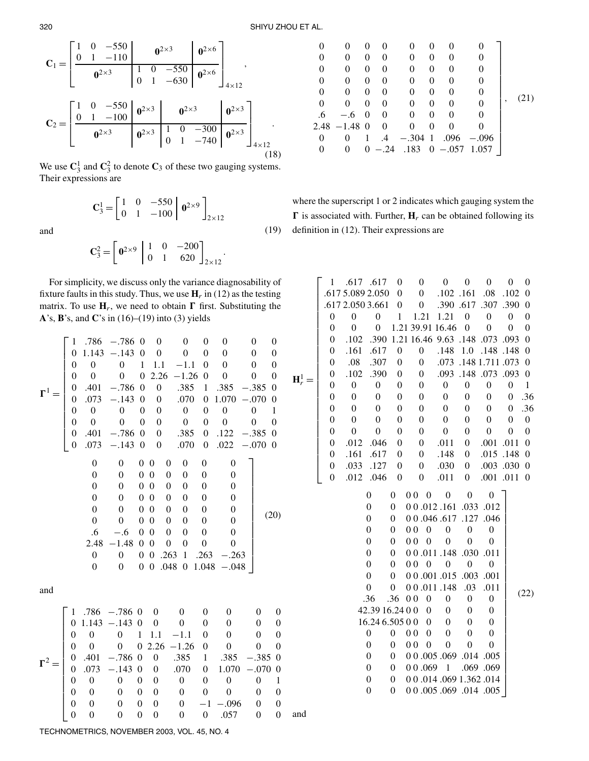$$\mathbf{C}_1 = \left[\begin{array}{ccc|ccc|c} 1 & 0 & -550 & & \mathbf{0}^{2\times 3} & & \mathbf{0}^{2\times 6} \\ 0 & 1 & -110 & & & & \\ \hline & \mathbf{0}^{2\times 3} & & 1 & 0 & -550 & \mathbf{0}^{2\times 6} \\ & & & 0 & 1 & -630 & \end{array}\right]_{4\times 12},$$

$$\mathbf{C}_2 = \left[\begin{array}{ccc|c|ccc|c} 1 & 0 & -550 & \mathbf{0}^{2\times 3} & & \mathbf{0}^{2\times 3} & & \mathbf{0}^{2\times 3} \\ 0 & 1 & -100 & & & & & \\ \hline & \mathbf{0}^{2\times 3} & & \mathbf{0}^{2\times 3} & 1 & 0 & -300 & \mathbf{0}^{2\times 3} \\ & & & & 0 & 1 & -740 & \end{array}\right]_{4\times 12}. \tag{18}$$

We use $\mathbf{C}_3^1$ and $\mathbf{C}_3^2$ to denote $\mathbf{C}_3$ of these two gauging systems. Their expressions are

$$\mathbf{C}_3^1 = \left[\begin{array}{ccc|c} 1 & 0 & -550 & \mathbf{0}^{2\times 9} \\ 0 & 1 & -100 & \end{array}\right]_{2\times 12}$$

and

$$\mathbf{C}_3^2 = \left[\begin{array}{c|ccc} \mathbf{0}^{2\times 9} & 1 & 0 & -200 \\ & 0 & 1 & 620 \end{array}\right]_{2\times 12}. \tag{19}$$

For simplicity, we discuss only the variance diagnosability of fixture faults in this study. Thus, we use $\mathbf{H}_r$ in (12) as the testing matrix. To use $\mathbf{H}_r$, we need to obtain $\boldsymbol{\Gamma}$ first. Substituting the $\mathbf{A}$'s, $\mathbf{B}$'s, and $\mathbf{C}$'s in (16)–(19) into (3) yields

$$\boldsymbol{\Gamma}^1 = \left[\begin{array}{cccccccccccccccccc}
1 & .786 & -.786 & 0 & 0 & 0 & 0 & 0 & 0 & 0 & 0 & 0 & 0 & 0 & 0 & 0 & 0 & 0 \\
0 & 1.143 & -.143 & 0 & 0 & 0 & 0 & 0 & 0 & 0 & 0 & 0 & 0 & 0 & 0 & 0 & 0 & 0 \\
0 & 0 & 0 & 1 & 1.1 & -1.1 & 0 & 0 & 0 & 0 & 0 & 0 & 0 & 0 & 0 & 0 & 0 & 0 \\
0 & 0 & 0 & 0 & 2.26 & -1.26 & 0 & 0 & 0 & 0 & 0 & 0 & 0 & 0 & 0 & 0 & 0 & 0 \\
0 & .401 & -.786 & 0 & 0 & .385 & 1 & .385 & -.385 & 0 & 0 & 0 & 0 & 0 & 0 & 0 & 0 & 0 \\
0 & .073 & -.143 & 0 & 0 & .070 & 0 & 1.070 & -.070 & 0 & 0 & 0 & 0 & 0 & 0 & 0 & 0 & 0 \\
0 & 0 & 0 & 0 & 0 & 0 & 0 & 0 & 0 & 1 & .6 & -.6 & 0 & 0 & 0 & 0 & 0 & 0 \\
0 & 0 & 0 & 0 & 0 & 0 & 0 & 0 & 0 & 0 & 2.48 & -1.48 & 0 & 0 & 0 & 0 & 0 & 0 \\
0 & .401 & -.786 & 0 & 0 & .385 & 0 & .122 & -.385 & 0 & 0 & 0 & 0 & 0 & .263 & 1 & .263 & -.263 \\
0 & .073 & -.143 & 0 & 0 & .070 & 0 & .022 & -.070 & 0 & 0 & 0 & 0 & 0 & .048 & 0 & 1.048 & -.048
\end{array}\right] \tag{20}$$

and

$$\boldsymbol{\Gamma}^2 = \left[\begin{array}{cccccccccccccccccc}
1 & .786 & -.786 & 0 & 0 & 0 & 0 & 0 & 0 & 0 & 0 & 0 & 0 & 0 & 0 & 0 & 0 & 0 \\
0 & 1.143 & -.143 & 0 & 0 & 0 & 0 & 0 & 0 & 0 & 0 & 0 & 0 & 0 & 0 & 0 & 0 & 0 \\
0 & 0 & 0 & 1 & 1.1 & -1.1 & 0 & 0 & 0 & 0 & 0 & 0 & 0 & 0 & 0 & 0 & 0 & 0 \\
0 & 0 & 0 & 0 & 2.26 & -1.26 & 0 & 0 & 0 & 0 & 0 & 0 & 0 & 0 & 0 & 0 & 0 & 0 \\
0 & .401 & -.786 & 0 & 0 & .385 & 1 & .385 & -.385 & 0 & 0 & 0 & 0 & 0 & 0 & 0 & 0 & 0 \\
0 & .073 & -.143 & 0 & 0 & .070 & 0 & 1.070 & -.070 & 0 & 0 & 0 & 0 & 0 & 0 & 0 & 0 & 0 \\
0 & 0 & 0 & 0 & 0 & 0 & 0 & 0 & 0 & 1 & .6 & -.6 & 0 & 0 & 0 & 0 & 0 & 0 \\
0 & 0 & 0 & 0 & 0 & 0 & 0 & 0 & 0 & 0 & 2.48 & -1.48 & 0 & 0 & 0 & 0 & 0 & 0 \\
0 & 0 & 0 & 0 & 0 & 0 & -1 & -.096 & 0 & 0 & 0 & 0 & 1 & .4 & -.304 & 1 & .096 & -.096 \\
0 & 0 & 0 & 0 & 0 & 0 & 0 & .057 & 0 & 0 & 0 & 0 & 0 & -.24 & .183 & 0 & -.057 & 1.057
\end{array}\right], \tag{21}$$

where the superscript 1 or 2 indicates which gauging system the $\boldsymbol{\Gamma}$ is associated with. Further, $\mathbf{H}_r$ can be obtained following its definition in (12). Their expressions are

$$\mathbf{H}_r^1 = \left[\begin{array}{cccccccccccccccccc}
1 & .617 & .617 & 0 & 0 & 0 & 0 & 0 & 0 & 0 & 0 & 0 & 0 & 0 & 0 & 0 & 0 & 0 \\
.617 & 5.089 & 2.050 & 0 & 0 & .102 & .161 & .08 & .102 & 0 & 0 & 0 & 0 & 0 & .012 & .161 & .033 & .012 \\
.617 & 2.050 & 3.661 & 0 & 0 & .390 & .617 & .307 & .390 & 0 & 0 & 0 & 0 & 0 & .046 & .617 & .127 & .046 \\
0 & 0 & 0 & 1 & 1.21 & 1.21 & 0 & 0 & 0 & 0 & 0 & 0 & 0 & 0 & 0 & 0 & 0 & 0 \\
0 & 0 & 0 & 1.21 & 39.91 & 16.46 & 0 & 0 & 0 & 0 & 0 & 0 & 0 & 0 & 0 & 0 & 0 & 0 \\
0 & .102 & .390 & 1.21 & 16.46 & 9.63 & .148 & .073 & .093 & 0 & 0 & 0 & 0 & 0 & .011 & .148 & .030 & .011 \\
0 & .161 & .617 & 0 & 0 & .148 & 1.0 & .148 & .148 & 0 & 0 & 0 & 0 & 0 & 0 & 0 & 0 & 0 \\
0 & .08 & .307 & 0 & 0 & .073 & .148 & 1.711 & .073 & 0 & 0 & 0 & 0 & 0 & .001 & .015 & .003 & .001 \\
0 & .102 & .390 & 0 & 0 & .093 & .148 & .073 & .093 & 0 & 0 & 0 & 0 & 0 & .011 & .148 & .03 & .011 \\
0 & 0 & 0 & 0 & 0 & 0 & 0 & 0 & 0 & 1 & .36 & .36 & 0 & 0 & 0 & 0 & 0 & 0 \\
0 & 0 & 0 & 0 & 0 & 0 & 0 & 0 & 0 & .36 & 42.39 & 16.24 & 0 & 0 & 0 & 0 & 0 & 0 \\
0 & 0 & 0 & 0 & 0 & 0 & 0 & 0 & 0 & .36 & 16.24 & 6.505 & 0 & 0 & 0 & 0 & 0 & 0 \\
0 & 0 & 0 & 0 & 0 & 0 & 0 & 0 & 0 & 0 & 0 & 0 & 0 & 0 & 0 & 0 & 0 & 0 \\
0 & 0 & 0 & 0 & 0 & 0 & 0 & 0 & 0 & 0 & 0 & 0 & 0 & 0 & 0 & 0 & 0 & 0 \\
0 & .012 & .046 & 0 & 0 & .011 & 0 & .001 & .011 & 0 & 0 & 0 & 0 & 0 & .005 & .069 & .014 & .005 \\
0 & .161 & .617 & 0 & 0 & .148 & 0 & .015 & .148 & 0 & 0 & 0 & 0 & 0 & .069 & 1 & .069 & .069 \\
0 & .033 & .127 & 0 & 0 & .030 & 0 & .003 & .030 & 0 & 0 & 0 & 0 & 0 & .014 & .069 & 1.362 & .014 \\
0 & .012 & .046 & 0 & 0 & .011 & 0 & .001 & .011 & 0 & 0 & 0 & 0 & 0 & .005 & .069 & .014 & .005
\end{array}\right] \tag{22}$$

and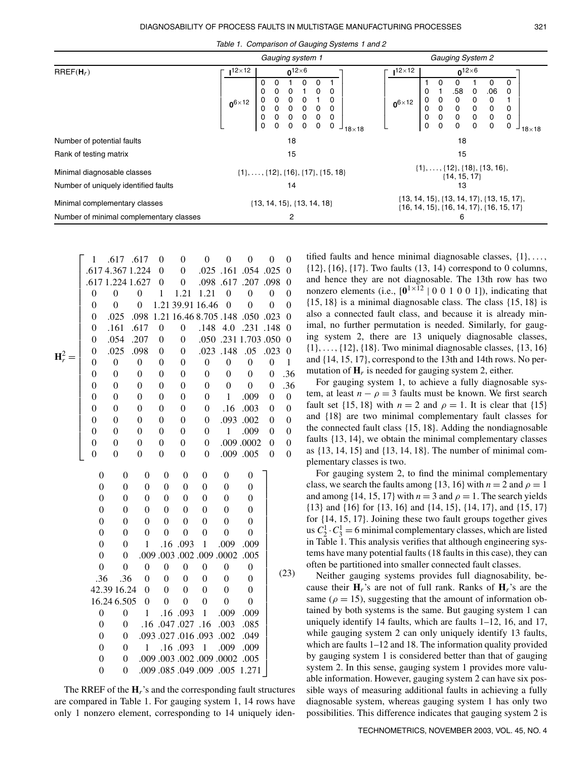Table 1. Comparison of Gauging Systems 1 and 2

| | Gauging system 1 | Gauging System 2 |
|---|---|---|
| RREF($\mathbf{H}_r$) | $\left[\begin{array}{c\|c} \mathbf{I}^{12\times 12} & \mathbf{0}^{12\times 6} \\ \hline \mathbf{0}^{6\times 12} & \begin{matrix} 0 & 0 & 1 & 0 & 0 & 1 \\ 0 & 0 & 0 & 1 & 0 & 0 \\ 0 & 0 & 0 & 0 & 1 & 0 \\ 0 & 0 & 0 & 0 & 0 & 0 \\ 0 & 0 & 0 & 0 & 0 & 0 \\ 0 & 0 & 0 & 0 & 0 & 0 \end{matrix} \end{array}\right]_{18\times 18}$ | $\left[\begin{array}{c\|c} \mathbf{I}^{12\times 12} & \mathbf{0}^{12\times 6} \\ \hline \mathbf{0}^{6\times 12} & \begin{matrix} 1 & 0 & 0 & 1 & 0 & 0 \\ 0 & 1 & .58 & 0 & .06 & 0 \\ 0 & 0 & 0 & 0 & 0 & 1 \\ 0 & 0 & 0 & 0 & 0 & 0 \\ 0 & 0 & 0 & 0 & 0 & 0 \\ 0 & 0 & 0 & 0 & 0 & 0 \end{matrix} \end{array}\right]_{18\times 18}$ |
| Number of potential faults | 18 | 18 |
| Rank of testing matrix | 15 | 15 |
| Minimal diagnosable classes | {1}, ..., {12}, {16}, {17}, {15, 18} | {1}, ..., {12}, {18}, {13, 16}, {14, 15, 17} |
| Number of uniquely identified faults | 14 | 13 |
| Minimal complementary classes | {13, 14, 15}, {13, 14, 18} | {13, 14, 15}, {13, 14, 17}, {13, 15, 17}, {16, 14, 15}, {16, 14, 17}, {16, 15, 17} |
| Number of minimal complementary classes | 2 | 6 |

$$
\mathbf{H}_r^2 = \left[\begin{array}{cccccccccccccccccc}
1 & .617 & .617 & 0 & 0 & 0 & 0 & 0 & 0 & 0 & 0 & 0 & 0 & 0 & 0 & 0 & 0 & 0 \\
.617 & 4.367 & 1.224 & 0 & 0 & .025 & .161 & .054 & .025 & 0 & 0 & 0 & 0 & 0 & 0 & 0 & 0 & 0 \\
.617 & 1.224 & 1.627 & 0 & 0 & .098 & .617 & .207 & .098 & 0 & 0 & 0 & 0 & 0 & 0 & 0 & 0 & 0 \\
0 & 0 & 0 & 1 & 1.21 & 1.21 & 0 & 0 & 0 & 0 & 0 & 0 & 0 & 0 & 0 & 0 & 0 & 0 \\
0 & 0 & 0 & 1.21 & 39.91 & 16.46 & 0 & 0 & 0 & 0 & 0 & 0 & 0 & 0 & 0 & 0 & 0 & 0 \\
0 & .025 & .098 & 1.21 & 16.46 & 8.705 & .148 & .050 & .023 & 0 & 0 & 0 & 0 & 0 & 0 & 0 & 0 & 0 \\
0 & .161 & .617 & 0 & 0 & .148 & 4.0 & .231 & .148 & 0 & 0 & 0 & 1 & .16 & .093 & 1 & .009 & .009 \\
0 & .054 & .207 & 0 & 0 & .050 & .231 & 1.703 & .050 & 0 & 0 & 0 & .009 & .003 & .002 & .009 & .0002 & .005 \\
0 & .025 & .098 & 0 & 0 & .023 & .148 & .05 & .023 & 0 & 0 & 0 & 0 & 0 & 0 & 0 & 0 & 0 \\
0 & 0 & 0 & 0 & 0 & 0 & 0 & 0 & 0 & 1 & .36 & .36 & 0 & 0 & 0 & 0 & 0 & 0 \\
0 & 0 & 0 & 0 & 0 & 0 & 0 & 0 & 0 & .36 & 42.39 & 16.24 & 0 & 0 & 0 & 0 & 0 & 0 \\
0 & 0 & 0 & 0 & 0 & 0 & 0 & 0 & 0 & .36 & 16.24 & 6.505 & 0 & 0 & 0 & 0 & 0 & 0 \\
0 & 0 & 0 & 0 & 0 & 0 & 1 & .009 & 0 & 0 & 0 & 0 & 1 & .16 & .093 & 1 & .009 & .009 \\
0 & 0 & 0 & 0 & 0 & 0 & .16 & .003 & 0 & 0 & 0 & 0 & .16 & .047 & .027 & .16 & .003 & .085 \\
0 & 0 & 0 & 0 & 0 & 0 & .093 & .002 & 0 & 0 & 0 & 0 & .093 & .027 & .016 & .093 & .002 & .049 \\
0 & 0 & 0 & 0 & 0 & 0 & 1 & .009 & 0 & 0 & 0 & 0 & 1 & .16 & .093 & 1 & .009 & .009 \\
0 & 0 & 0 & 0 & 0 & 0 & .009 & .0002 & 0 & 0 & 0 & 0 & .009 & .003 & .002 & .009 & .0002 & .005 \\
0 & 0 & 0 & 0 & 0 & 0 & .009 & .005 & 0 & 0 & 0 & 0 & .009 & .085 & .049 & .009 & .005 & 1.271
\end{array}\right] \tag{23}
$$

The RREF of the $\mathbf{H}_r$'s and the corresponding fault structures are compared in Table 1. For gauging system 1, 14 rows have only 1 nonzero element, corresponding to 14 uniquely identified faults and hence minimal diagnosable classes, {1}, ..., {12}, {16}, {17}. Two faults (13, 14) correspond to 0 columns, and hence they are not diagnosable. The 13th row has two nonzero elements (i.e., $[\mathbf{0}^{1\times 12} \mid 0\ 0\ 1\ 0\ 0\ 1]$), indicating that {15, 18} is a minimal diagnosable class. The class {15, 18} is also a connected fault class, and because it is already minimal, no further permutation is needed. Similarly, for gauging system 2, there are 13 uniquely diagnosable classes, {1}, ..., {12}, {18}. Two minimal diagnosable classes, {13, 16} and {14, 15, 17}, correspond to the 13th and 14th rows. No permutation of $\mathbf{H}_r$ is needed for gauging system 2, either.

For gauging system 1, to achieve a fully diagnosable system, at least $n - \rho = 3$ faults must be known. We first search fault set {15, 18} with $n = 2$ and $\rho = 1$. It is clear that {15} and {18} are two minimal complementary fault classes for the connected fault class {15, 18}. Adding the nondiagnosable faults {13, 14}, we obtain the minimal complementary classes as {13, 14, 15} and {13, 14, 18}. The number of minimal complementary classes is two.

For gauging system 2, to find the minimal complementary class, we search the faults among {13, 16} with $n = 2$ and $\rho = 1$ and among {14, 15, 17} with $n = 3$ and $\rho = 1$. The search yields {13} and {16} for {13, 16} and {14, 15}, {14, 17}, and {15, 17} for {14, 15, 17}. Joining these two fault groups together gives us $C_2^1 \cdot C_3^1 = 6$ minimal complementary classes, which are listed in Table 1. This analysis verifies that although engineering systems have many potential faults (18 faults in this case), they can often be partitioned into smaller connected fault classes.

Neither gauging systems provides full diagnosability, because their $\mathbf{H}_r$'s are not of full rank. Ranks of $\mathbf{H}_r$'s are the same ($\rho = 15$), suggesting that the amount of information obtained by both systems is the same. But gauging system 1 can uniquely identify 14 faults, which are faults 1–12, 16, and 17, while gauging system 2 can only uniquely identify 13 faults, which are faults 1–12 and 18. The information quality provided by gauging system 1 is considered better than that of gauging system 2. In this sense, gauging system 1 provides more valuable information. However, gauging system 2 can have six possible ways of measuring additional faults in achieving a fully diagnosable system, whereas gauging system 1 has only two possibilities. This difference indicates that gauging system 2 is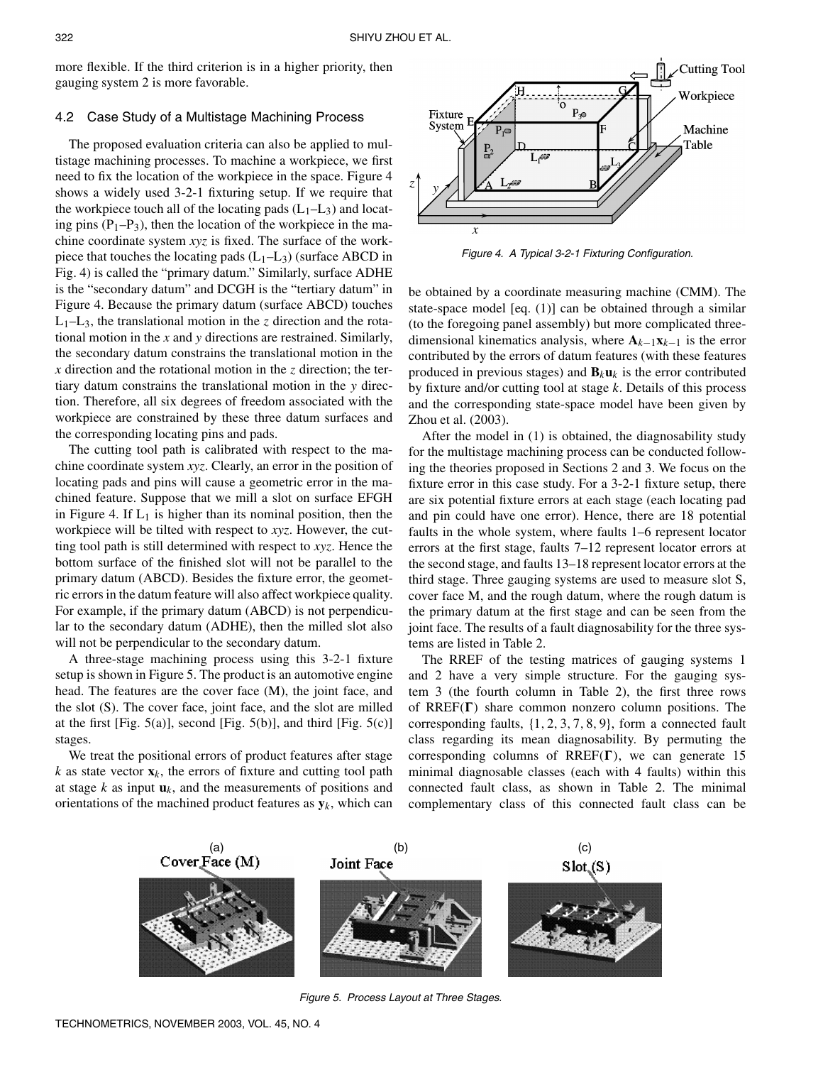more flexible. If the third criterion is in a higher priority, then gauging system 2 is more favorable.

### 4.2 Case Study of a Multistage Machining Process

The proposed evaluation criteria can also be applied to multistage machining processes. To machine a workpiece, we first need to fix the location of the workpiece in the space. Figure 4 shows a widely used 3-2-1 fixturing setup. If we require that the workpiece touch all of the locating pads ($L_1$–$L_3$) and locating pins ($P_1$–$P_3$), then the location of the workpiece in the machine coordinate system *xyz* is fixed. The surface of the workpiece that touches the locating pads ($L_1$–$L_3$) (surface ABCD in Fig. 4) is called the "primary datum." Similarly, surface ADHE is the "secondary datum" and DCGH is the "tertiary datum" in Figure 4. Because the primary datum (surface ABCD) touches $L_1$–$L_3$, the translational motion in the *z* direction and the rotational motion in the *x* and *y* directions are restrained. Similarly, the secondary datum constrains the translational motion in the *x* direction and the rotational motion in the *z* direction; the tertiary datum constrains the translational motion in the *y* direction. Therefore, all six degrees of freedom associated with the workpiece are constrained by these three datum surfaces and the corresponding locating pins and pads.

The cutting tool path is calibrated with respect to the machine coordinate system *xyz*. Clearly, an error in the position of locating pads and pins will cause a geometric error in the machined feature. Suppose that we mill a slot on surface EFGH in Figure 4. If $L_1$ is higher than its nominal position, then the workpiece will be tilted with respect to *xyz*. However, the cutting tool path is still determined with respect to *xyz*. Hence the bottom surface of the finished slot will not be parallel to the primary datum (ABCD). Besides the fixture error, the geometric errors in the datum feature will also affect workpiece quality. For example, if the primary datum (ABCD) is not perpendicular to the secondary datum (ADHE), then the milled slot also will not be perpendicular to the secondary datum.

A three-stage machining process using this 3-2-1 fixture setup is shown in Figure 5. The product is an automotive engine head. The features are the cover face (M), the joint face, and the slot (S). The cover face, joint face, and the slot are milled at the first [Fig. 5(a)], second [Fig. 5(b)], and third [Fig. 5(c)] stages.

We treat the positional errors of product features after stage $k$ as state vector $\mathbf{x}_k$, the errors of fixture and cutting tool path at stage $k$ as input $\mathbf{u}_k$, and the measurements of positions and orientations of the machined product features as $\mathbf{y}_k$, which can

Figure 4. A Typical 3-2-1 Fixturing Configuration.

be obtained by a coordinate measuring machine (CMM). The state-space model [eq. (1)] can be obtained through a similar (to the foregoing panel assembly) but more complicated three-dimensional kinematics analysis, where $\mathbf{A}_{k-1}\mathbf{x}_{k-1}$ is the error contributed by the errors of datum features (with these features produced in previous stages) and $\mathbf{B}_k\mathbf{u}_k$ is the error contributed by fixture and/or cutting tool at stage $k$. Details of this process and the corresponding state-space model have been given by Zhou et al. (2003).

After the model in (1) is obtained, the diagnosability study for the multistage machining process can be conducted following the theories proposed in Sections 2 and 3. We focus on the fixture error in this case study. For a 3-2-1 fixture setup, there are six potential fixture errors at each stage (each locating pad and pin could have one error). Hence, there are 18 potential faults in the whole system, where faults 1–6 represent locator errors at the first stage, faults 7–12 represent locator errors at the second stage, and faults 13–18 represent locator errors at the third stage. Three gauging systems are used to measure slot S, cover face M, and the rough datum, where the rough datum is the primary datum at the first stage and can be seen from the joint face. The results of a fault diagnosability for the three systems are listed in Table 2.

The RREF of the testing matrices of gauging systems 1 and 2 have a very simple structure. For the gauging system 3 (the fourth column in Table 2), the first three rows of RREF($\boldsymbol{\Gamma}$) share common nonzero column positions. The corresponding faults, $\{1, 2, 3, 7, 8, 9\}$, form a connected fault class regarding its mean diagnosability. By permuting the corresponding columns of RREF($\boldsymbol{\Gamma}$), we can generate 15 minimal diagnosable classes (each with 4 faults) within this connected fault class, as shown in Table 2. The minimal complementary class of this connected fault class can be

Figure 5. Process Layout at Three Stages.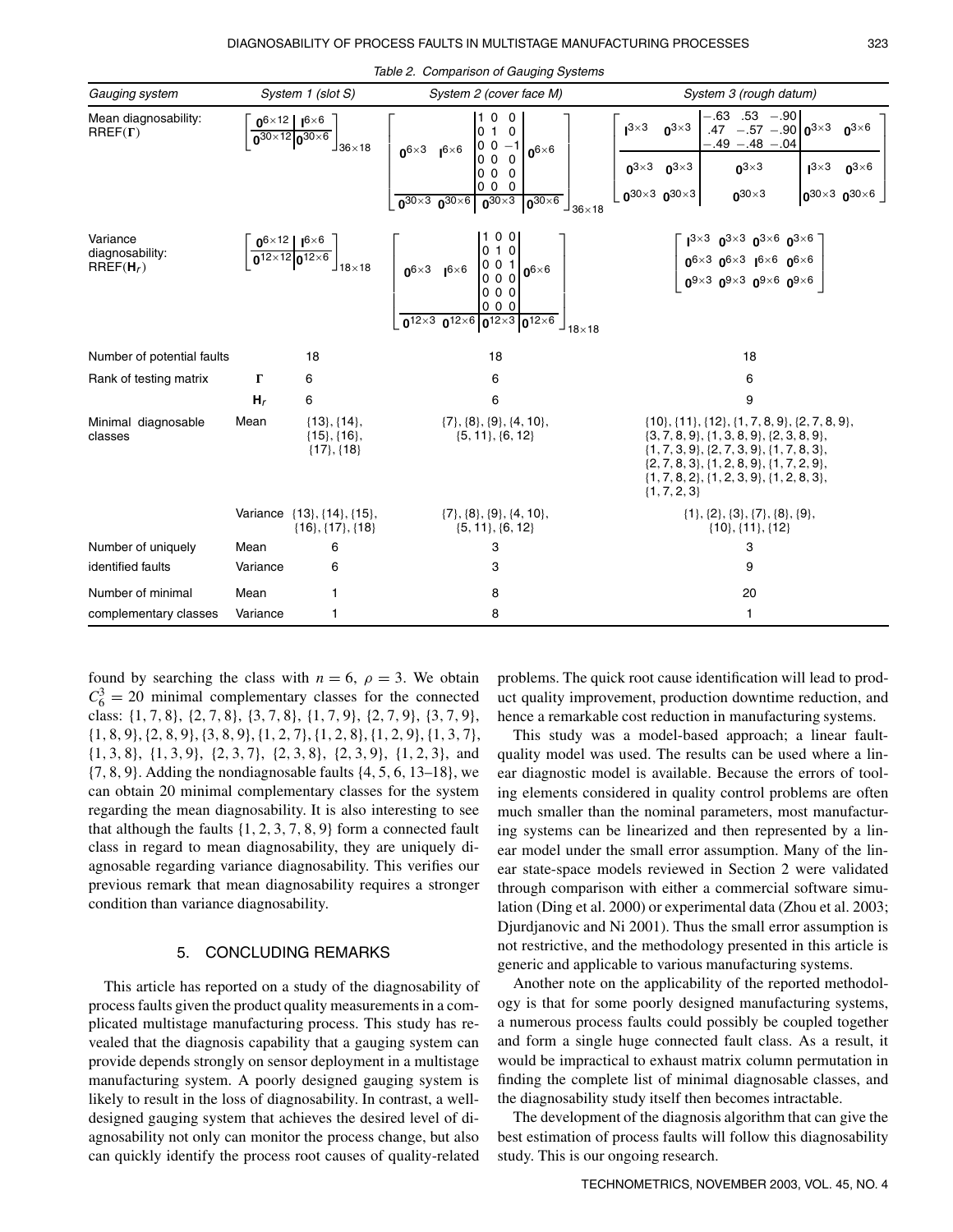Table 2. Comparison of Gauging Systems

| Gauging system | | System 1 (slot S) | System 2 (cover face M) | System 3 (rough datum) |
|---|---|---|---|---|
| Mean diagnosability: RREF($\mathbf{\Gamma}$) | | $\left[\begin{array}{c\|c} \mathbf{0}^{6\times 12} & \mathbf{I}^{6\times 6} \\ \hline \mathbf{0}^{30\times 12} & \mathbf{0}^{30\times 6} \end{array}\right]_{36\times 18}$ | $\left[\begin{array}{cc\|c\|c} \mathbf{0}^{6\times 3} & \mathbf{I}^{6\times 6} & \begin{matrix} 1 & 0 & 0 \\ 0 & 1 & 0 \\ 0 & 0 & -1 \\ 0 & 0 & 0 \\ 0 & 0 & 0 \\ 0 & 0 & 0 \end{matrix} & \mathbf{0}^{6\times 6} \\ \hline \mathbf{0}^{30\times 3} & \mathbf{0}^{30\times 6} & \mathbf{0}^{30\times 3} & \mathbf{0}^{30\times 6} \end{array}\right]_{36\times 18}$ | $\left[\begin{array}{cc\|c\|cc} \mathbf{I}^{3\times 3} & \mathbf{0}^{3\times 3} & \begin{matrix} -.63 & .53 & -.90 \\ .47 & -.57 & -.90 \\ -.49 & -.48 & -.04 \end{matrix} & \mathbf{0}^{3\times 3} & \mathbf{0}^{3\times 6} \\ \hline \mathbf{0}^{3\times 3} & \mathbf{0}^{3\times 3} & \mathbf{0}^{3\times 3} & \mathbf{I}^{3\times 3} & \mathbf{0}^{3\times 6} \\ \mathbf{0}^{30\times 3} & \mathbf{0}^{30\times 3} & \mathbf{0}^{30\times 3} & \mathbf{0}^{30\times 3} & \mathbf{0}^{30\times 6} \end{array}\right]$ |
| Variance diagnosability: RREF($\mathbf{H}_r$) | | $\left[\begin{array}{c\|c} \mathbf{0}^{6\times 12} & \mathbf{I}^{6\times 6} \\ \hline \mathbf{0}^{12\times 12} & \mathbf{0}^{12\times 6} \end{array}\right]_{18\times 18}$ | $\left[\begin{array}{cc\|c\|c} \mathbf{0}^{6\times 3} & \mathbf{I}^{6\times 6} & \begin{matrix} 1 & 0 & 0 \\ 0 & 1 & 0 \\ 0 & 0 & 1 \\ 0 & 0 & 0 \\ 0 & 0 & 0 \\ 0 & 0 & 0 \end{matrix} & \mathbf{0}^{6\times 6} \\ \hline \mathbf{0}^{12\times 3} & \mathbf{0}^{12\times 6} & \mathbf{0}^{12\times 3} & \mathbf{0}^{12\times 6} \end{array}\right]_{18\times 18}$ | $\left[\begin{array}{cccc} \mathbf{I}^{3\times 3} & \mathbf{0}^{3\times 3} & \mathbf{0}^{3\times 6} & \mathbf{0}^{3\times 6} \\ \mathbf{0}^{6\times 3} & \mathbf{0}^{6\times 3} & \mathbf{I}^{6\times 6} & \mathbf{0}^{6\times 6} \\ \mathbf{0}^{9\times 3} & \mathbf{0}^{9\times 3} & \mathbf{0}^{9\times 6} & \mathbf{0}^{9\times 6} \end{array}\right]$ |
| Number of potential faults | | 18 | 18 | 18 |
| Rank of testing matrix | $\mathbf{\Gamma}$ | 6 | 6 | 6 |
| | $\mathbf{H}_r$ | 6 | 6 | 9 |
| Minimal diagnosable classes | Mean | {13}, {14}, {15}, {16}, {17}, {18} | {7}, {8}, {9}, {4, 10}, {5, 11}, {6, 12} | {10}, {11}, {12}, {1, 7, 8, 9}, {2, 7, 8, 9}, {3, 7, 8, 9}, {1, 3, 8, 9}, {2, 3, 8, 9}, {1, 7, 3, 9}, {2, 7, 3, 9}, {1, 7, 8, 3}, {2, 7, 8, 3}, {1, 2, 8, 9}, {1, 7, 2, 9}, {1, 7, 8, 2}, {1, 2, 3, 9}, {1, 2, 8, 3}, {1, 7, 2, 3} |
| | Variance | {13}, {14}, {15}, {16}, {17}, {18} | {7}, {8}, {9}, {4, 10}, {5, 11}, {6, 12} | {1}, {2}, {3}, {7}, {8}, {9}, {10}, {11}, {12} |
| Number of uniquely identified faults | Mean | 6 | 3 | 3 |
| | Variance | 6 | 3 | 9 |
| Number of minimal complementary classes | Mean | 1 | 8 | 20 |
| | Variance | 1 | 8 | 1 |

found by searching the class with $n = 6$, $\rho = 3$. We obtain $C_6^3 = 20$ minimal complementary classes for the connected class: {1, 7, 8}, {2, 7, 8}, {3, 7, 8}, {1, 7, 9}, {2, 7, 9}, {3, 7, 9}, {1, 8, 9}, {2, 8, 9}, {3, 8, 9}, {1, 2, 7}, {1, 2, 8}, {1, 2, 9}, {1, 3, 7}, {1, 3, 8}, {1, 3, 9}, {2, 3, 7}, {2, 3, 8}, {2, 3, 9}, {1, 2, 3}, and {7, 8, 9}. Adding the nondiagnosable faults {4, 5, 6, 13–18}, we can obtain 20 minimal complementary classes for the system regarding the mean diagnosability. It is also interesting to see that although the faults {1, 2, 3, 7, 8, 9} form a connected fault class in regard to mean diagnosability, they are uniquely diagnosable regarding variance diagnosability. This verifies our previous remark that mean diagnosability requires a stronger condition than variance diagnosability.

## 5. CONCLUDING REMARKS

This article has reported on a study of the diagnosability of process faults given the product quality measurements in a complicated multistage manufacturing process. This study has revealed that the diagnosis capability that a gauging system can provide depends strongly on sensor deployment in a multistage manufacturing system. A poorly designed gauging system is likely to result in the loss of diagnosability. In contrast, a well-designed gauging system that achieves the desired level of diagnosability not only can monitor the process change, but also can quickly identify the process root causes of quality-related problems. The quick root cause identification will lead to product quality improvement, production downtime reduction, and hence a remarkable cost reduction in manufacturing systems.

This study was a model-based approach; a linear fault-quality model was used. The results can be used where a linear diagnostic model is available. Because the errors of tooling elements considered in quality control problems are often much smaller than the nominal parameters, most manufacturing systems can be linearized and then represented by a linear model under the small error assumption. Many of the linear state-space models reviewed in Section 2 were validated through comparison with either a commercial software simulation (Ding et al. 2000) or experimental data (Zhou et al. 2003; Djurdjanovic and Ni 2001). Thus the small error assumption is not restrictive, and the methodology presented in this article is generic and applicable to various manufacturing systems.

Another note on the applicability of the reported methodology is that for some poorly designed manufacturing systems, a numerous process faults could possibly be coupled together and form a single huge connected fault class. As a result, it would be impractical to exhaust matrix column permutation in finding the complete list of minimal diagnosable classes, and the diagnosability study itself then becomes intractable.

The development of the diagnosis algorithm that can give the best estimation of process faults will follow this diagnosability study. This is our ongoing research.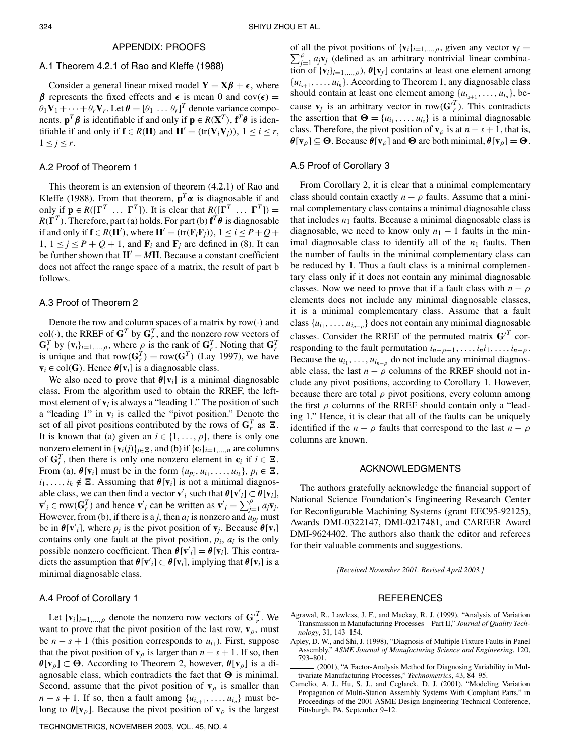## APPENDIX: PROOFS

### A.1 Theorem 4.2.1 of Rao and Kleffe (1988)

Consider a general linear mixed model $\mathbf{Y} = \mathbf{X}\boldsymbol{\beta} + \boldsymbol{\epsilon}$, where $\boldsymbol{\beta}$ represents the fixed effects and $\boldsymbol{\epsilon}$ is mean 0 and $\text{cov}(\boldsymbol{\epsilon}) = \theta_1\mathbf{V}_1 + \cdots + \theta_r\mathbf{V}_r$. Let $\boldsymbol{\theta} = [\theta_1 \ \ldots \ \theta_r]^T$ denote variance components. $\mathbf{p}^T\boldsymbol{\beta}$ is identifiable if and only if $\mathbf{p} \in R(\mathbf{X}^T)$, $\mathbf{f}^T\boldsymbol{\theta}$ is identifiable if and only if $\mathbf{f} \in R(\mathbf{H})$ and $\mathbf{H}' = (\text{tr}(\mathbf{V}_i\mathbf{V}_j))$, $1 \le i \le r$, $1 \le j \le r$.

### A.2 Proof of Theorem 1

This theorem is an extension of theorem (4.2.1) of Rao and Kleffe (1988). From that theorem, $\mathbf{p}^T\boldsymbol{\alpha}$ is diagnosable if and only if $\mathbf{p} \in R([\boldsymbol{\Gamma}^T \ \ldots \ \boldsymbol{\Gamma}^T])$. It is clear that $R([\boldsymbol{\Gamma}^T \ \ldots \ \boldsymbol{\Gamma}^T]) = R(\boldsymbol{\Gamma}^T)$. Therefore, part (a) holds. For part (b) $\mathbf{f}^T\boldsymbol{\theta}$ is diagnosable if and only if $\mathbf{f} \in R(\mathbf{H}')$, where $\mathbf{H}' = (\text{tr}(\mathbf{F}_i\mathbf{F}_j))$, $1 \le i \le P+Q+1$, $1 \le j \le P+Q+1$, and $\mathbf{F}_i$ and $\mathbf{F}_j$ are defined in (8). It can be further shown that $\mathbf{H}' = M\mathbf{H}$. Because a constant coefficient does not affect the range space of a matrix, the result of part b follows.

### A.3 Proof of Theorem 2

Denote the row and column spaces of a matrix by row($\cdot$) and col($\cdot$), the RREF of $\mathbf{G}^T$ by $\mathbf{G}_r^T$, and the nonzero row vectors of $\mathbf{G}_r^T$ by $\{\mathbf{v}_i\}_{i=1,\ldots,\rho}$, where $\rho$ is the rank of $\mathbf{G}_r^T$. Noting that $\mathbf{G}_r^T$ is unique and that $\text{row}(\mathbf{G}_r^T) = \text{row}(\mathbf{G}^T)$ (Lay 1997), we have $\mathbf{v}_i \in \text{col}(\mathbf{G})$. Hence $\boldsymbol{\theta}[\mathbf{v}_i]$ is a diagnosable class.

We also need to prove that $\boldsymbol{\theta}[\mathbf{v}_i]$ is a minimal diagnosable class. From the algorithm used to obtain the RREF, the leftmost element of $\mathbf{v}_i$ is always a "leading 1." The position of such a "leading 1" in $\mathbf{v}_i$ is called the "pivot position." Denote the set of all pivot positions contributed by the rows of $\mathbf{G}_r^T$ as $\boldsymbol{\Xi}$. It is known that (a) given an $i \in \{1,\ldots,\rho\}$, there is only one nonzero element in $\{\mathbf{v}_i(j)\}_{j\in\boldsymbol{\Xi}}$, and (b) if $\{\mathbf{c}_i\}_{i=1,\ldots,n}$ are columns of $\mathbf{G}_r^T$, then there is only one nonzero element in $\mathbf{c}_i$ if $i \in \boldsymbol{\Xi}$. From (a), $\boldsymbol{\theta}[\mathbf{v}_i]$ must be in the form $\{u_{p_i}, u_{i_1}, \ldots, u_{i_k}\}$, $p_i \in \boldsymbol{\Xi}$, $i_1, \ldots, i_k \notin \boldsymbol{\Xi}$. Assuming that $\boldsymbol{\theta}[\mathbf{v}_i]$ is not a minimal diagnosable class, we can then find a vector $\mathbf{v}'_i$ such that $\boldsymbol{\theta}[\mathbf{v}'_i] \subset \boldsymbol{\theta}[\mathbf{v}_i]$, $\mathbf{v}'_i \in \text{row}(\mathbf{G}_r^T)$ and hence $\mathbf{v}'_i$ can be written as $\mathbf{v}'_i = \sum_{j=1}^{\rho} a_j\mathbf{v}_j$. However, from (b), if there is a $j$, then $a_j$ is nonzero and $u_{p_j}$ must be in $\boldsymbol{\theta}[\mathbf{v}'_i]$, where $p_j$ is the pivot position of $\mathbf{v}_j$. Because $\boldsymbol{\theta}[\mathbf{v}_i]$ contains only one fault at the pivot position, $p_i$, $a_i$ is the only possible nonzero coefficient. Then $\boldsymbol{\theta}[\mathbf{v}'_i] = \boldsymbol{\theta}[\mathbf{v}_i]$. This contradicts the assumption that $\boldsymbol{\theta}[\mathbf{v}'_i] \subset \boldsymbol{\theta}[\mathbf{v}_i]$, implying that $\boldsymbol{\theta}[\mathbf{v}_i]$ is a minimal diagnosable class.

### A.4 Proof of Corollary 1

Let $\{\mathbf{v}_i\}_{i=1,\ldots,\rho}$ denote the nonzero row vectors of $\mathbf{G}_r'^T$. We want to prove that the pivot position of the last row, $\mathbf{v}_\rho$, must be $n-s+1$ (this position corresponds to $u_{i_1}$). First, suppose that the pivot position of $\mathbf{v}_\rho$ is larger than $n-s+1$. If so, then $\boldsymbol{\theta}[\mathbf{v}_\rho] \subset \boldsymbol{\Theta}$. According to Theorem 2, however, $\boldsymbol{\theta}[\mathbf{v}_\rho]$ is a diagnosable class, which contradicts the fact that $\boldsymbol{\Theta}$ is minimal. Second, assume that the pivot position of $\mathbf{v}_\rho$ is smaller than $n-s+1$. If so, then a fault among $\{u_{i_{s+1}}, \ldots, u_{i_n}\}$ must belong to $\boldsymbol{\theta}[\mathbf{v}_\rho]$. Because the pivot position of $\mathbf{v}_\rho$ is the largest of all the pivot positions of $\{\mathbf{v}_i\}_{i=1,\ldots,\rho}$, given any vector $\mathbf{v}_f = \sum_{j=1}^{\rho} a_j\mathbf{v}_j$ (defined as an arbitrary nontrivial linear combination of $\{\mathbf{v}_i\}_{i=1,\ldots,\rho}$), $\boldsymbol{\theta}[\mathbf{v}_f]$ contains at least one element among $\{u_{i_{s+1}}, \ldots, u_{i_n}\}$. According to Theorem 1, any diagnosable class should contain at least one element among $\{u_{i_{s+1}}, \ldots, u_{i_n}\}$, because $\mathbf{v}_f$ is an arbitrary vector in $\text{row}(\mathbf{G}_r'^T)$. This contradicts the assertion that $\boldsymbol{\Theta} = \{u_{i_1}, \ldots, u_{i_s}\}$ is a minimal diagnosable class. Therefore, the pivot position of $\mathbf{v}_\rho$ is at $n-s+1$, that is, $\boldsymbol{\theta}[\mathbf{v}_\rho] \subseteq \boldsymbol{\Theta}$. Because $\boldsymbol{\theta}[\mathbf{v}_\rho]$ and $\boldsymbol{\Theta}$ are both minimal, $\boldsymbol{\theta}[\mathbf{v}_\rho] = \boldsymbol{\Theta}$.

### A.5 Proof of Corollary 3

From Corollary 2, it is clear that a minimal complementary class should contain exactly $n-\rho$ faults. Assume that a minimal complementary class contains a minimal diagnosable class that includes $n_1$ faults. Because a minimal diagnosable class is diagnosable, we need to know only $n_1 - 1$ faults in the minimal diagnosable class to identify all of the $n_1$ faults. Then the number of faults in the minimal complementary class can be reduced by 1. Thus a fault class is a minimal complementary class only if it does not contain any minimal diagnosable classes. Now we need to prove that if a fault class with $n-\rho$ elements does not include any minimal diagnosable classes, it is a minimal complementary class. Assume that a fault class $\{u_{i_1}, \ldots, u_{i_{n-\rho}}\}$ does not contain any minimal diagnosable classes. Consider the RREF of the permuted matrix $\mathbf{G}'^T$ corresponding to the fault permutation $i_{n-\rho+1}, \ldots, i_n i_1, \ldots, i_{n-\rho}$. Because the $u_{i_1}, \ldots, u_{i_{n-\rho}}$ do not include any minimal diagnosable class, the last $n-\rho$ columns of the RREF should not include any pivot positions, according to Corollary 1. However, because there are total $\rho$ pivot positions, every column among the first $\rho$ columns of the RREF should contain only a "leading 1." Hence, it is clear that all of the faults can be uniquely identified if the $n-\rho$ faults that correspond to the last $n-\rho$ columns are known.

## ACKNOWLEDGMENTS

The authors gratefully acknowledge the financial support of National Science Foundation's Engineering Research Center for Reconfigurable Machining Systems (grant EEC95-92125), Awards DMI-0322147, DMI-0217481, and CAREER Award DMI-9624402. The authors also thank the editor and referees for their valuable comments and suggestions.

*[Received November 2001. Revised April 2003.]*

## REFERENCES

Agrawal, R., Lawless, J. F., and Mackay, R. J. (1999), "Analysis of Variation Transmission in Manufacturing Processes—Part II," *Journal of Quality Technology*, 31, 143–154.

Apley, D. W., and Shi, J. (1998), "Diagnosis of Multiple Fixture Faults in Panel Assembly," *ASME Journal of Manufacturing Science and Engineering*, 120, 793–801.

——— (2001), "A Factor-Analysis Method for Diagnosing Variability in Multivariate Manufacturing Processes," *Technometrics*, 43, 84–95.

Camelio, A. J., Hu, S. J., and Ceglarek, D. J. (2001), "Modeling Variation Propagation of Multi-Station Assembly Systems With Compliant Parts," in Proceedings of the 2001 ASME Design Engineering Technical Conference, Pittsburgh, PA, September 9–12.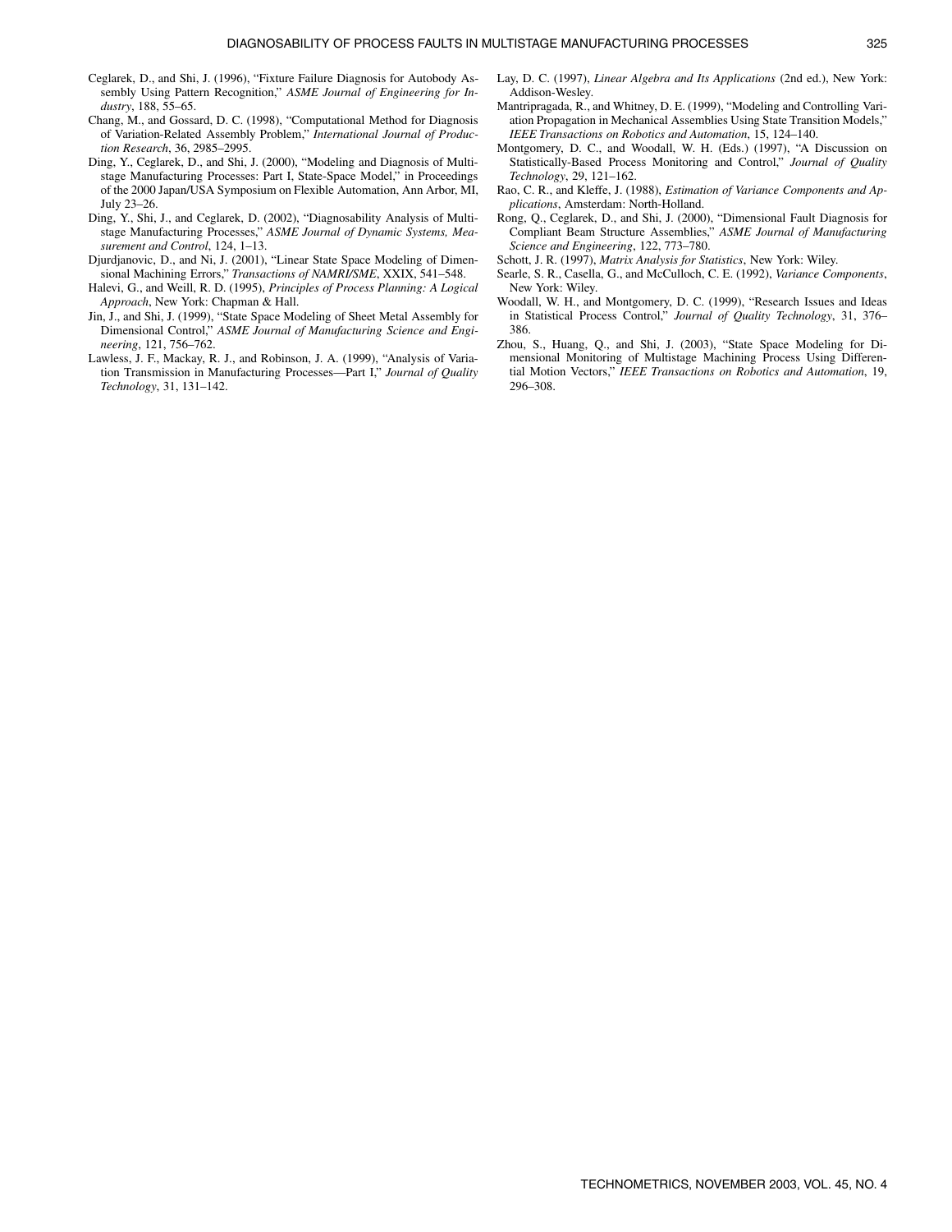Ceglarek, D., and Shi, J. (1996), "Fixture Failure Diagnosis for Autobody Assembly Using Pattern Recognition," *ASME Journal of Engineering for Industry*, 188, 55–65.

Chang, M., and Gossard, D. C. (1998), "Computational Method for Diagnosis of Variation-Related Assembly Problem," *International Journal of Production Research*, 36, 2985–2995.

Ding, Y., Ceglarek, D., and Shi, J. (2000), "Modeling and Diagnosis of Multistage Manufacturing Processes: Part I, State-Space Model," in Proceedings of the 2000 Japan/USA Symposium on Flexible Automation, Ann Arbor, MI, July 23–26.

Ding, Y., Shi, J., and Ceglarek, D. (2002), "Diagnosability Analysis of Multistage Manufacturing Processes," *ASME Journal of Dynamic Systems, Measurement and Control*, 124, 1–13.

Djurdjanovic, D., and Ni, J. (2001), "Linear State Space Modeling of Dimensional Machining Errors," *Transactions of NAMRI/SME*, XXIX, 541–548.

Halevi, G., and Weill, R. D. (1995), *Principles of Process Planning: A Logical Approach*, New York: Chapman & Hall.

Jin, J., and Shi, J. (1999), "State Space Modeling of Sheet Metal Assembly for Dimensional Control," *ASME Journal of Manufacturing Science and Engineering*, 121, 756–762.

Lawless, J. F., Mackay, R. J., and Robinson, J. A. (1999), "Analysis of Variation Transmission in Manufacturing Processes—Part I," *Journal of Quality Technology*, 31, 131–142.

Lay, D. C. (1997), *Linear Algebra and Its Applications* (2nd ed.), New York: Addison-Wesley.

Mantripragada, R., and Whitney, D. E. (1999), "Modeling and Controlling Variation Propagation in Mechanical Assemblies Using State Transition Models," *IEEE Transactions on Robotics and Automation*, 15, 124–140.

Montgomery, D. C., and Woodall, W. H. (Eds.) (1997), "A Discussion on Statistically-Based Process Monitoring and Control," *Journal of Quality Technology*, 29, 121–162.

Rao, C. R., and Kleffe, J. (1988), *Estimation of Variance Components and Applications*, Amsterdam: North-Holland.

Rong, Q., Ceglarek, D., and Shi, J. (2000), "Dimensional Fault Diagnosis for Compliant Beam Structure Assemblies," *ASME Journal of Manufacturing Science and Engineering*, 122, 773–780.

Schott, J. R. (1997), *Matrix Analysis for Statistics*, New York: Wiley.

Searle, S. R., Casella, G., and McCulloch, C. E. (1992), *Variance Components*, New York: Wiley.

Woodall, W. H., and Montgomery, D. C. (1999), "Research Issues and Ideas in Statistical Process Control," *Journal of Quality Technology*, 31, 376–386.

Zhou, S., Huang, Q., and Shi, J. (2003), "State Space Modeling for Dimensional Monitoring of Multistage Machining Process Using Differential Motion Vectors," *IEEE Transactions on Robotics and Automation*, 19, 296–308.